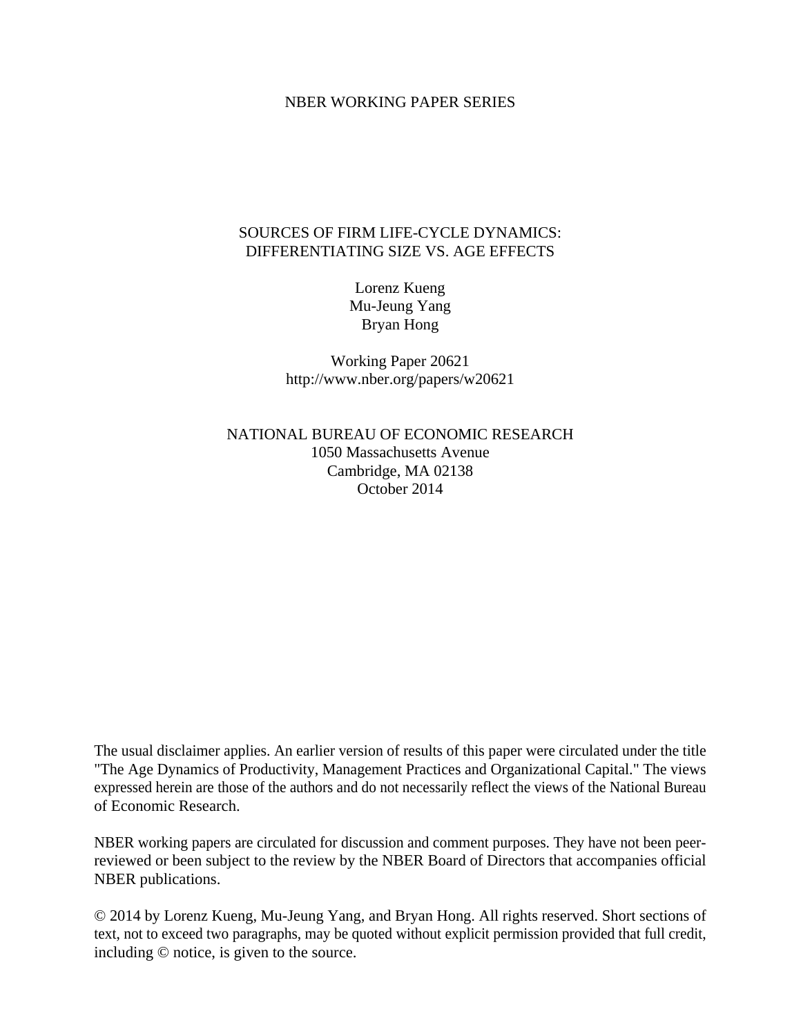NBER WORKING PAPER SERIES

# SOURCES OF FIRM LIFE-CYCLE DYNAMICS: DIFFERENTIATING SIZE VS. AGE EFFECTS

Lorenz Kueng
Mu-Jeung Yang
Bryan Hong

Working Paper 20621
http://www.nber.org/papers/w20621

NATIONAL BUREAU OF ECONOMIC RESEARCH
1050 Massachusetts Avenue
Cambridge, MA 02138
October 2014

The usual disclaimer applies. An earlier version of results of this paper were circulated under the title "The Age Dynamics of Productivity, Management Practices and Organizational Capital." The views expressed herein are those of the authors and do not necessarily reflect the views of the National Bureau of Economic Research.

NBER working papers are circulated for discussion and comment purposes. They have not been peer-reviewed or been subject to the review by the NBER Board of Directors that accompanies official NBER publications.

© 2014 by Lorenz Kueng, Mu-Jeung Yang, and Bryan Hong. All rights reserved. Short sections of text, not to exceed two paragraphs, may be quoted without explicit permission provided that full credit, including © notice, is given to the source.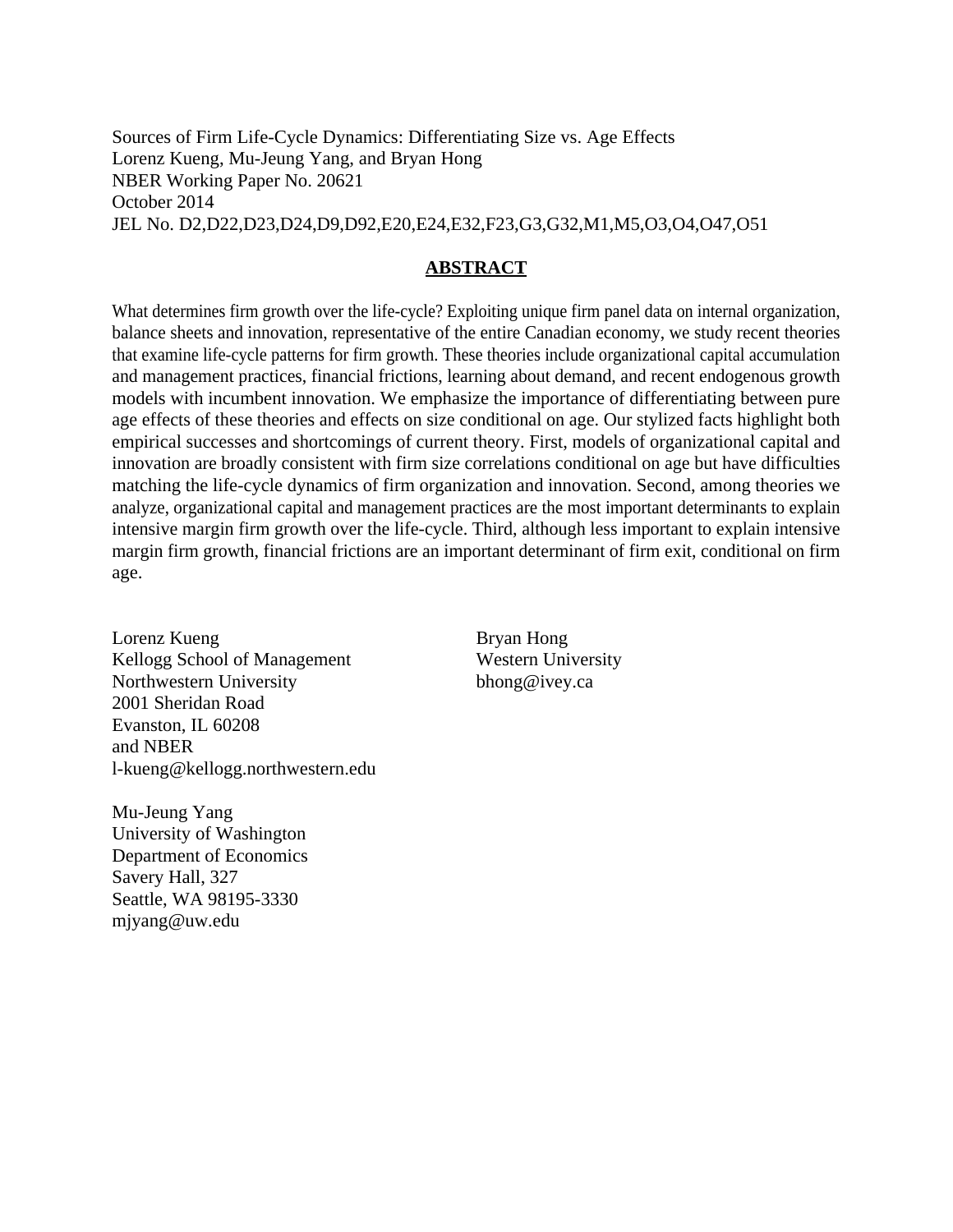Sources of Firm Life-Cycle Dynamics: Differentiating Size vs. Age Effects
Lorenz Kueng, Mu-Jeung Yang, and Bryan Hong
NBER Working Paper No. 20621
October 2014
JEL No. D2,D22,D23,D24,D9,D92,E20,E24,E32,F23,G3,G32,M1,M5,O3,O4,O47,O51

## ABSTRACT

What determines firm growth over the life-cycle? Exploiting unique firm panel data on internal organization, balance sheets and innovation, representative of the entire Canadian economy, we study recent theories that examine life-cycle patterns for firm growth. These theories include organizational capital accumulation and management practices, financial frictions, learning about demand, and recent endogenous growth models with incumbent innovation. We emphasize the importance of differentiating between pure age effects of these theories and effects on size conditional on age. Our stylized facts highlight both empirical successes and shortcomings of current theory. First, models of organizational capital and innovation are broadly consistent with firm size correlations conditional on age but have difficulties matching the life-cycle dynamics of firm organization and innovation. Second, among theories we analyze, organizational capital and management practices are the most important determinants to explain intensive margin firm growth over the life-cycle. Third, although less important to explain intensive margin firm growth, financial frictions are an important determinant of firm exit, conditional on firm age.

Lorenz Kueng
Kellogg School of Management
Northwestern University
2001 Sheridan Road
Evanston, IL 60208
and NBER
l-kueng@kellogg.northwestern.edu

Bryan Hong
Western University
bhong@ivey.ca

Mu-Jeung Yang
University of Washington
Department of Economics
Savery Hall, 327
Seattle, WA 98195-3330
mjyang@uw.edu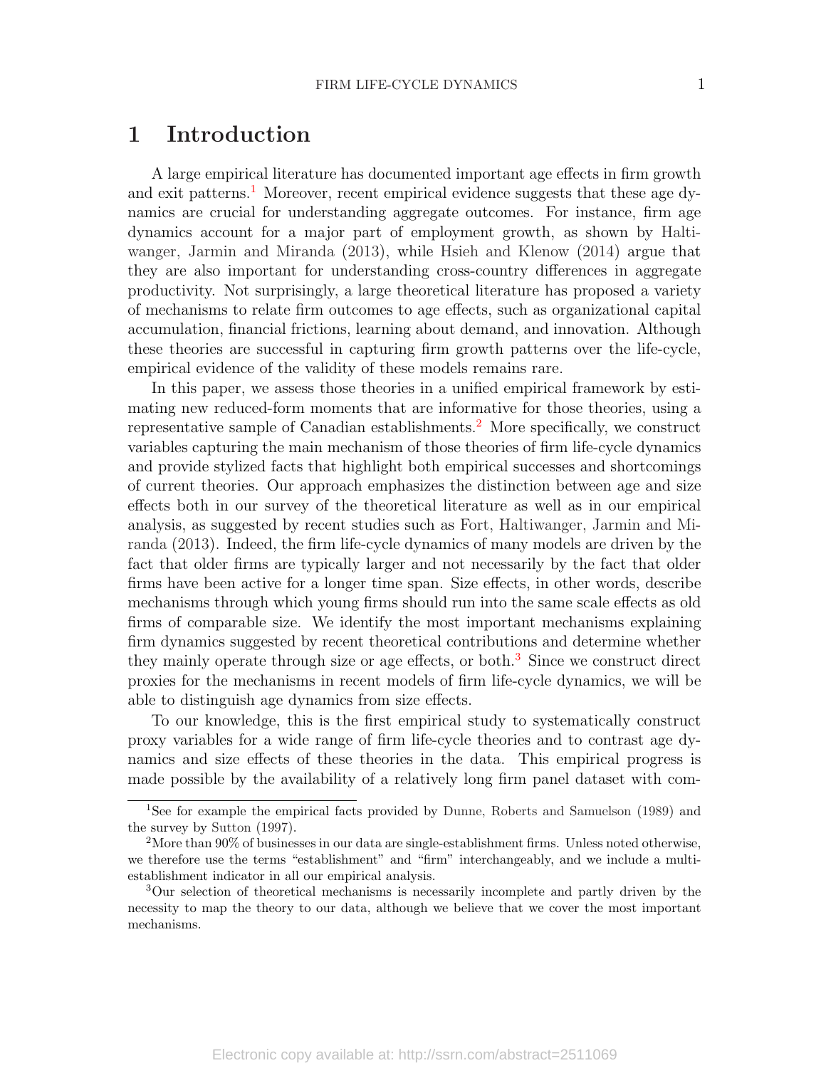# 1 Introduction

A large empirical literature has documented important age effects in firm growth and exit patterns.[1] Moreover, recent empirical evidence suggests that these age dynamics are crucial for understanding aggregate outcomes. For instance, firm age dynamics account for a major part of employment growth, as shown by Haltiwanger, Jarmin and Miranda (2013), while Hsieh and Klenow (2014) argue that they are also important for understanding cross-country differences in aggregate productivity. Not surprisingly, a large theoretical literature has proposed a variety of mechanisms to relate firm outcomes to age effects, such as organizational capital accumulation, financial frictions, learning about demand, and innovation. Although these theories are successful in capturing firm growth patterns over the life-cycle, empirical evidence of the validity of these models remains rare.

In this paper, we assess those theories in a unified empirical framework by estimating new reduced-form moments that are informative for those theories, using a representative sample of Canadian establishments.[2] More specifically, we construct variables capturing the main mechanism of those theories of firm life-cycle dynamics and provide stylized facts that highlight both empirical successes and shortcomings of current theories. Our approach emphasizes the distinction between age and size effects both in our survey of the theoretical literature as well as in our empirical analysis, as suggested by recent studies such as Fort, Haltiwanger, Jarmin and Miranda (2013). Indeed, the firm life-cycle dynamics of many models are driven by the fact that older firms are typically larger and not necessarily by the fact that older firms have been active for a longer time span. Size effects, in other words, describe mechanisms through which young firms should run into the same scale effects as old firms of comparable size. We identify the most important mechanisms explaining firm dynamics suggested by recent theoretical contributions and determine whether they mainly operate through size or age effects, or both.[3] Since we construct direct proxies for the mechanisms in recent models of firm life-cycle dynamics, we will be able to distinguish age dynamics from size effects.

To our knowledge, this is the first empirical study to systematically construct proxy variables for a wide range of firm life-cycle theories and to contrast age dynamics and size effects of these theories in the data. This empirical progress is made possible by the availability of a relatively long firm panel dataset with com-

---

[1] See for example the empirical facts provided by Dunne, Roberts and Samuelson (1989) and the survey by Sutton (1997).

[2] More than 90% of businesses in our data are single-establishment firms. Unless noted otherwise, we therefore use the terms "establishment" and "firm" interchangeably, and we include a multi-establishment indicator in all our empirical analysis.

[3] Our selection of theoretical mechanisms is necessarily incomplete and partly driven by the necessity to map the theory to our data, although we believe that we cover the most important mechanisms.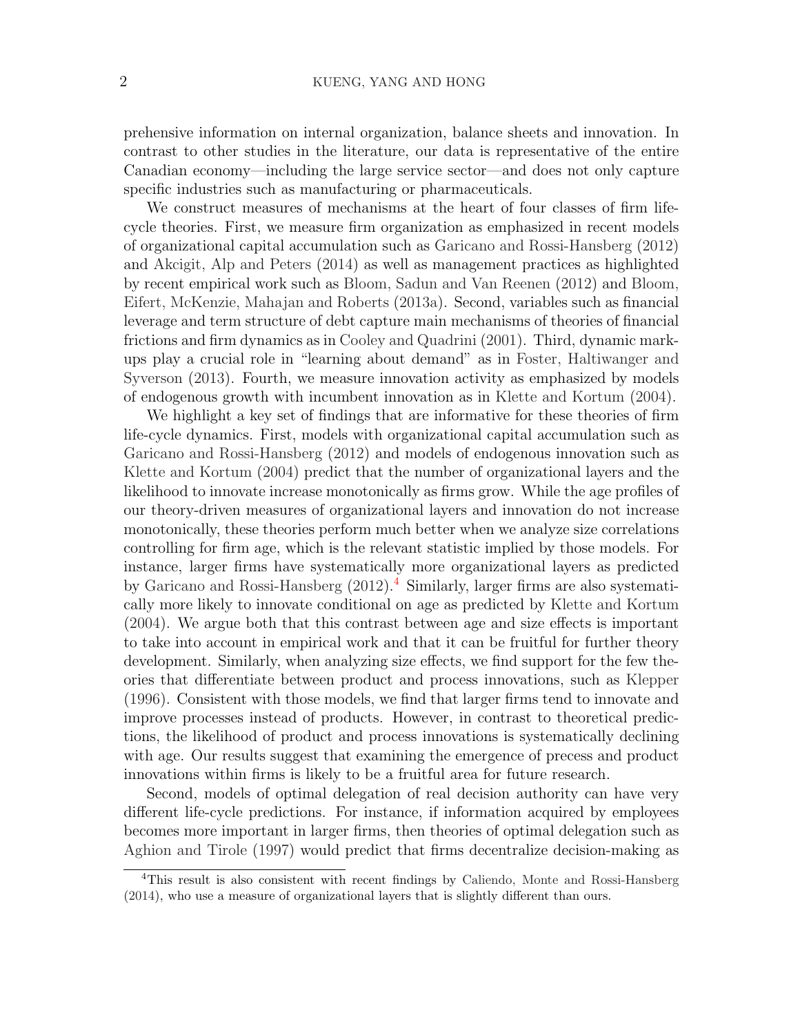prehensive information on internal organization, balance sheets and innovation. In contrast to other studies in the literature, our data is representative of the entire Canadian economy—including the large service sector—and does not only capture specific industries such as manufacturing or pharmaceuticals.

We construct measures of mechanisms at the heart of four classes of firm life-cycle theories. First, we measure firm organization as emphasized in recent models of organizational capital accumulation such as Garicano and Rossi-Hansberg (2012) and Akcigit, Alp and Peters (2014) as well as management practices as highlighted by recent empirical work such as Bloom, Sadun and Van Reenen (2012) and Bloom, Eifert, McKenzie, Mahajan and Roberts (2013a). Second, variables such as financial leverage and term structure of debt capture main mechanisms of theories of financial frictions and firm dynamics as in Cooley and Quadrini (2001). Third, dynamic markups play a crucial role in "learning about demand" as in Foster, Haltiwanger and Syverson (2013). Fourth, we measure innovation activity as emphasized by models of endogenous growth with incumbent innovation as in Klette and Kortum (2004).

We highlight a key set of findings that are informative for these theories of firm life-cycle dynamics. First, models with organizational capital accumulation such as Garicano and Rossi-Hansberg (2012) and models of endogenous innovation such as Klette and Kortum (2004) predict that the number of organizational layers and the likelihood to innovate increase monotonically as firms grow. While the age profiles of our theory-driven measures of organizational layers and innovation do not increase monotonically, these theories perform much better when we analyze size correlations controlling for firm age, which is the relevant statistic implied by those models. For instance, larger firms have systematically more organizational layers as predicted by Garicano and Rossi-Hansberg (2012).[4] Similarly, larger firms are also systematically more likely to innovate conditional on age as predicted by Klette and Kortum (2004). We argue both that this contrast between age and size effects is important to take into account in empirical work and that it can be fruitful for further theory development. Similarly, when analyzing size effects, we find support for the few theories that differentiate between product and process innovations, such as Klepper (1996). Consistent with those models, we find that larger firms tend to innovate and improve processes instead of products. However, in contrast to theoretical predictions, the likelihood of product and process innovations is systematically declining with age. Our results suggest that examining the emergence of precess and product innovations within firms is likely to be a fruitful area for future research.

Second, models of optimal delegation of real decision authority can have very different life-cycle predictions. For instance, if information acquired by employees becomes more important in larger firms, then theories of optimal delegation such as Aghion and Tirole (1997) would predict that firms decentralize decision-making as

[4] This result is also consistent with recent findings by Caliendo, Monte and Rossi-Hansberg (2014), who use a measure of organizational layers that is slightly different than ours.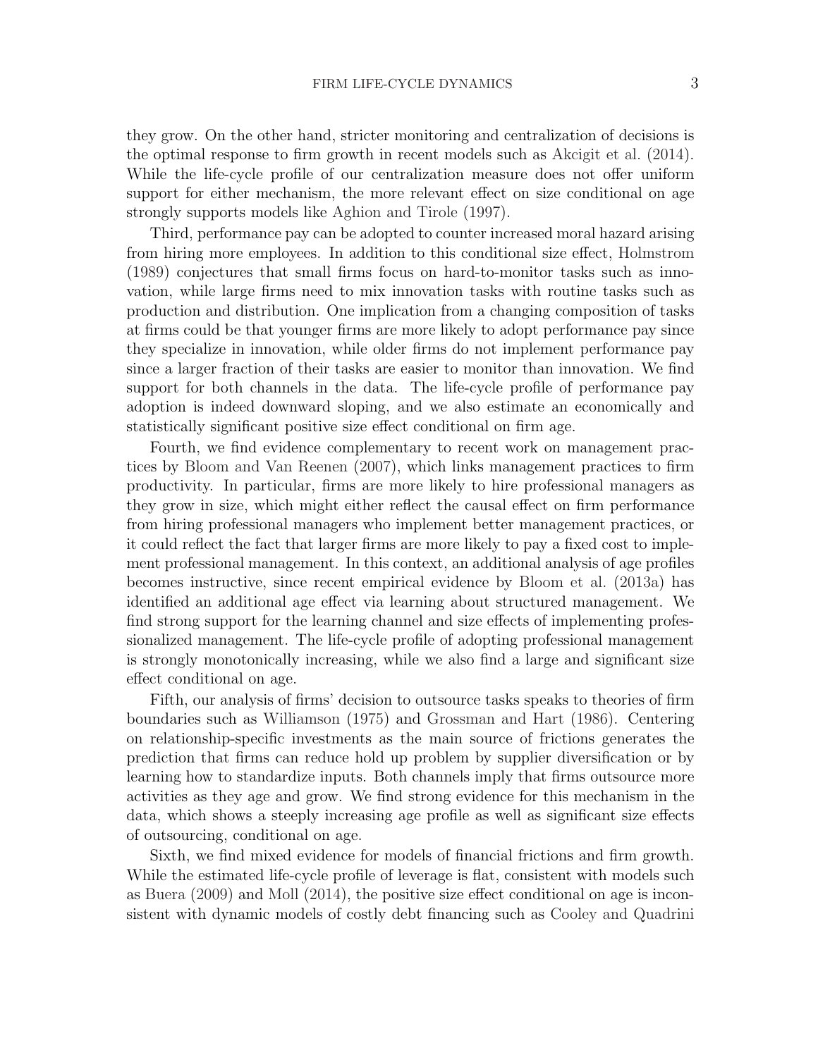they grow. On the other hand, stricter monitoring and centralization of decisions is the optimal response to firm growth in recent models such as Akcigit et al. (2014). While the life-cycle profile of our centralization measure does not offer uniform support for either mechanism, the more relevant effect on size conditional on age strongly supports models like Aghion and Tirole (1997).

Third, performance pay can be adopted to counter increased moral hazard arising from hiring more employees. In addition to this conditional size effect, Holmstrom (1989) conjectures that small firms focus on hard-to-monitor tasks such as innovation, while large firms need to mix innovation tasks with routine tasks such as production and distribution. One implication from a changing composition of tasks at firms could be that younger firms are more likely to adopt performance pay since they specialize in innovation, while older firms do not implement performance pay since a larger fraction of their tasks are easier to monitor than innovation. We find support for both channels in the data. The life-cycle profile of performance pay adoption is indeed downward sloping, and we also estimate an economically and statistically significant positive size effect conditional on firm age.

Fourth, we find evidence complementary to recent work on management practices by Bloom and Van Reenen (2007), which links management practices to firm productivity. In particular, firms are more likely to hire professional managers as they grow in size, which might either reflect the causal effect on firm performance from hiring professional managers who implement better management practices, or it could reflect the fact that larger firms are more likely to pay a fixed cost to implement professional management. In this context, an additional analysis of age profiles becomes instructive, since recent empirical evidence by Bloom et al. (2013a) has identified an additional age effect via learning about structured management. We find strong support for the learning channel and size effects of implementing professionalized management. The life-cycle profile of adopting professional management is strongly monotonically increasing, while we also find a large and significant size effect conditional on age.

Fifth, our analysis of firms' decision to outsource tasks speaks to theories of firm boundaries such as Williamson (1975) and Grossman and Hart (1986). Centering on relationship-specific investments as the main source of frictions generates the prediction that firms can reduce hold up problem by supplier diversification or by learning how to standardize inputs. Both channels imply that firms outsource more activities as they age and grow. We find strong evidence for this mechanism in the data, which shows a steeply increasing age profile as well as significant size effects of outsourcing, conditional on age.

Sixth, we find mixed evidence for models of financial frictions and firm growth. While the estimated life-cycle profile of leverage is flat, consistent with models such as Buera (2009) and Moll (2014), the positive size effect conditional on age is inconsistent with dynamic models of costly debt financing such as Cooley and Quadrini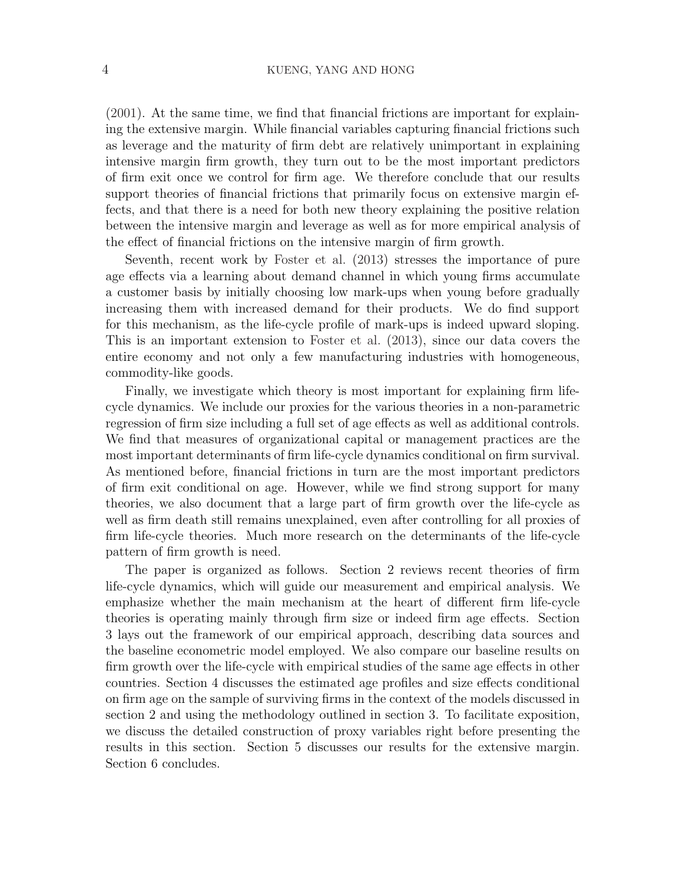(2001). At the same time, we find that financial frictions are important for explaining the extensive margin. While financial variables capturing financial frictions such as leverage and the maturity of firm debt are relatively unimportant in explaining intensive margin firm growth, they turn out to be the most important predictors of firm exit once we control for firm age. We therefore conclude that our results support theories of financial frictions that primarily focus on extensive margin effects, and that there is a need for both new theory explaining the positive relation between the intensive margin and leverage as well as for more empirical analysis of the effect of financial frictions on the intensive margin of firm growth.

Seventh, recent work by Foster et al. (2013) stresses the importance of pure age effects via a learning about demand channel in which young firms accumulate a customer basis by initially choosing low mark-ups when young before gradually increasing them with increased demand for their products. We do find support for this mechanism, as the life-cycle profile of mark-ups is indeed upward sloping. This is an important extension to Foster et al. (2013), since our data covers the entire economy and not only a few manufacturing industries with homogeneous, commodity-like goods.

Finally, we investigate which theory is most important for explaining firm life-cycle dynamics. We include our proxies for the various theories in a non-parametric regression of firm size including a full set of age effects as well as additional controls. We find that measures of organizational capital or management practices are the most important determinants of firm life-cycle dynamics conditional on firm survival. As mentioned before, financial frictions in turn are the most important predictors of firm exit conditional on age. However, while we find strong support for many theories, we also document that a large part of firm growth over the life-cycle as well as firm death still remains unexplained, even after controlling for all proxies of firm life-cycle theories. Much more research on the determinants of the life-cycle pattern of firm growth is need.

The paper is organized as follows. Section 2 reviews recent theories of firm life-cycle dynamics, which will guide our measurement and empirical analysis. We emphasize whether the main mechanism at the heart of different firm life-cycle theories is operating mainly through firm size or indeed firm age effects. Section 3 lays out the framework of our empirical approach, describing data sources and the baseline econometric model employed. We also compare our baseline results on firm growth over the life-cycle with empirical studies of the same age effects in other countries. Section 4 discusses the estimated age profiles and size effects conditional on firm age on the sample of surviving firms in the context of the models discussed in section 2 and using the methodology outlined in section 3. To facilitate exposition, we discuss the detailed construction of proxy variables right before presenting the results in this section. Section 5 discusses our results for the extensive margin. Section 6 concludes.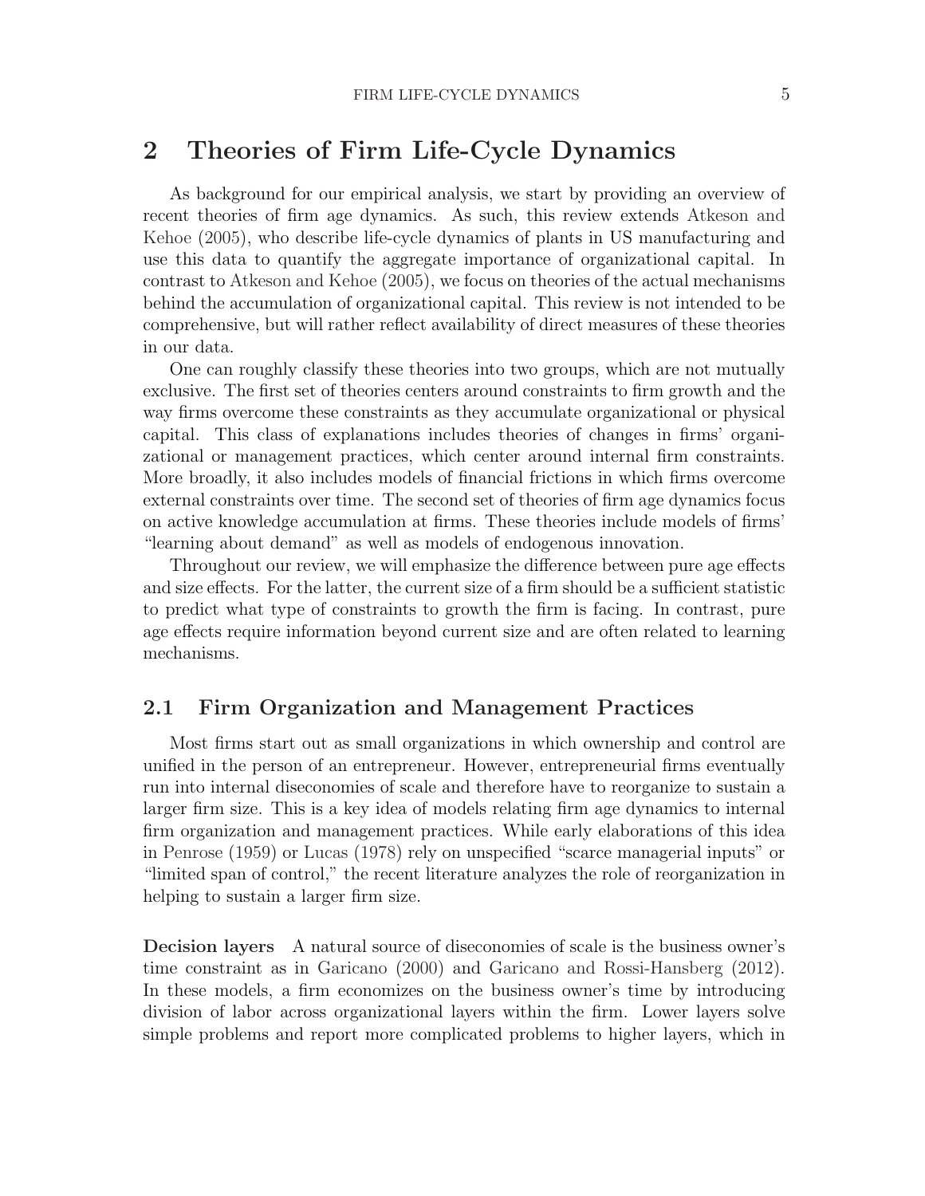## 2 Theories of Firm Life-Cycle Dynamics

As background for our empirical analysis, we start by providing an overview of recent theories of firm age dynamics. As such, this review extends Atkeson and Kehoe (2005), who describe life-cycle dynamics of plants in US manufacturing and use this data to quantify the aggregate importance of organizational capital. In contrast to Atkeson and Kehoe (2005), we focus on theories of the actual mechanisms behind the accumulation of organizational capital. This review is not intended to be comprehensive, but will rather reflect availability of direct measures of these theories in our data.

One can roughly classify these theories into two groups, which are not mutually exclusive. The first set of theories centers around constraints to firm growth and the way firms overcome these constraints as they accumulate organizational or physical capital. This class of explanations includes theories of changes in firms' organizational or management practices, which center around internal firm constraints. More broadly, it also includes models of financial frictions in which firms overcome external constraints over time. The second set of theories of firm age dynamics focus on active knowledge accumulation at firms. These theories include models of firms' "learning about demand" as well as models of endogenous innovation.

Throughout our review, we will emphasize the difference between pure age effects and size effects. For the latter, the current size of a firm should be a sufficient statistic to predict what type of constraints to growth the firm is facing. In contrast, pure age effects require information beyond current size and are often related to learning mechanisms.

### 2.1 Firm Organization and Management Practices

Most firms start out as small organizations in which ownership and control are unified in the person of an entrepreneur. However, entrepreneurial firms eventually run into internal diseconomies of scale and therefore have to reorganize to sustain a larger firm size. This is a key idea of models relating firm age dynamics to internal firm organization and management practices. While early elaborations of this idea in Penrose (1959) or Lucas (1978) rely on unspecified "scarce managerial inputs" or "limited span of control," the recent literature analyzes the role of reorganization in helping to sustain a larger firm size.

**Decision layers** A natural source of diseconomies of scale is the business owner's time constraint as in Garicano (2000) and Garicano and Rossi-Hansberg (2012). In these models, a firm economizes on the business owner's time by introducing division of labor across organizational layers within the firm. Lower layers solve simple problems and report more complicated problems to higher layers, which in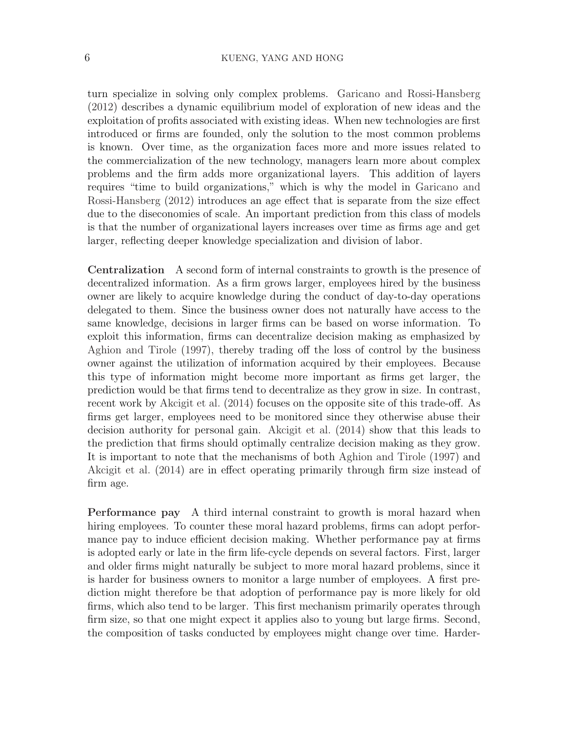turn specialize in solving only complex problems. Garicano and Rossi-Hansberg (2012) describes a dynamic equilibrium model of exploration of new ideas and the exploitation of profits associated with existing ideas. When new technologies are first introduced or firms are founded, only the solution to the most common problems is known. Over time, as the organization faces more and more issues related to the commercialization of the new technology, managers learn more about complex problems and the firm adds more organizational layers. This addition of layers requires "time to build organizations," which is why the model in Garicano and Rossi-Hansberg (2012) introduces an age effect that is separate from the size effect due to the diseconomies of scale. An important prediction from this class of models is that the number of organizational layers increases over time as firms age and get larger, reflecting deeper knowledge specialization and division of labor.

**Centralization** A second form of internal constraints to growth is the presence of decentralized information. As a firm grows larger, employees hired by the business owner are likely to acquire knowledge during the conduct of day-to-day operations delegated to them. Since the business owner does not naturally have access to the same knowledge, decisions in larger firms can be based on worse information. To exploit this information, firms can decentralize decision making as emphasized by Aghion and Tirole (1997), thereby trading off the loss of control by the business owner against the utilization of information acquired by their employees. Because this type of information might become more important as firms get larger, the prediction would be that firms tend to decentralize as they grow in size. In contrast, recent work by Akcigit et al. (2014) focuses on the opposite site of this trade-off. As firms get larger, employees need to be monitored since they otherwise abuse their decision authority for personal gain. Akcigit et al. (2014) show that this leads to the prediction that firms should optimally centralize decision making as they grow. It is important to note that the mechanisms of both Aghion and Tirole (1997) and Akcigit et al. (2014) are in effect operating primarily through firm size instead of firm age.

**Performance pay** A third internal constraint to growth is moral hazard when hiring employees. To counter these moral hazard problems, firms can adopt performance pay to induce efficient decision making. Whether performance pay at firms is adopted early or late in the firm life-cycle depends on several factors. First, larger and older firms might naturally be subject to more moral hazard problems, since it is harder for business owners to monitor a large number of employees. A first prediction might therefore be that adoption of performance pay is more likely for old firms, which also tend to be larger. This first mechanism primarily operates through firm size, so that one might expect it applies also to young but large firms. Second, the composition of tasks conducted by employees might change over time. Harder-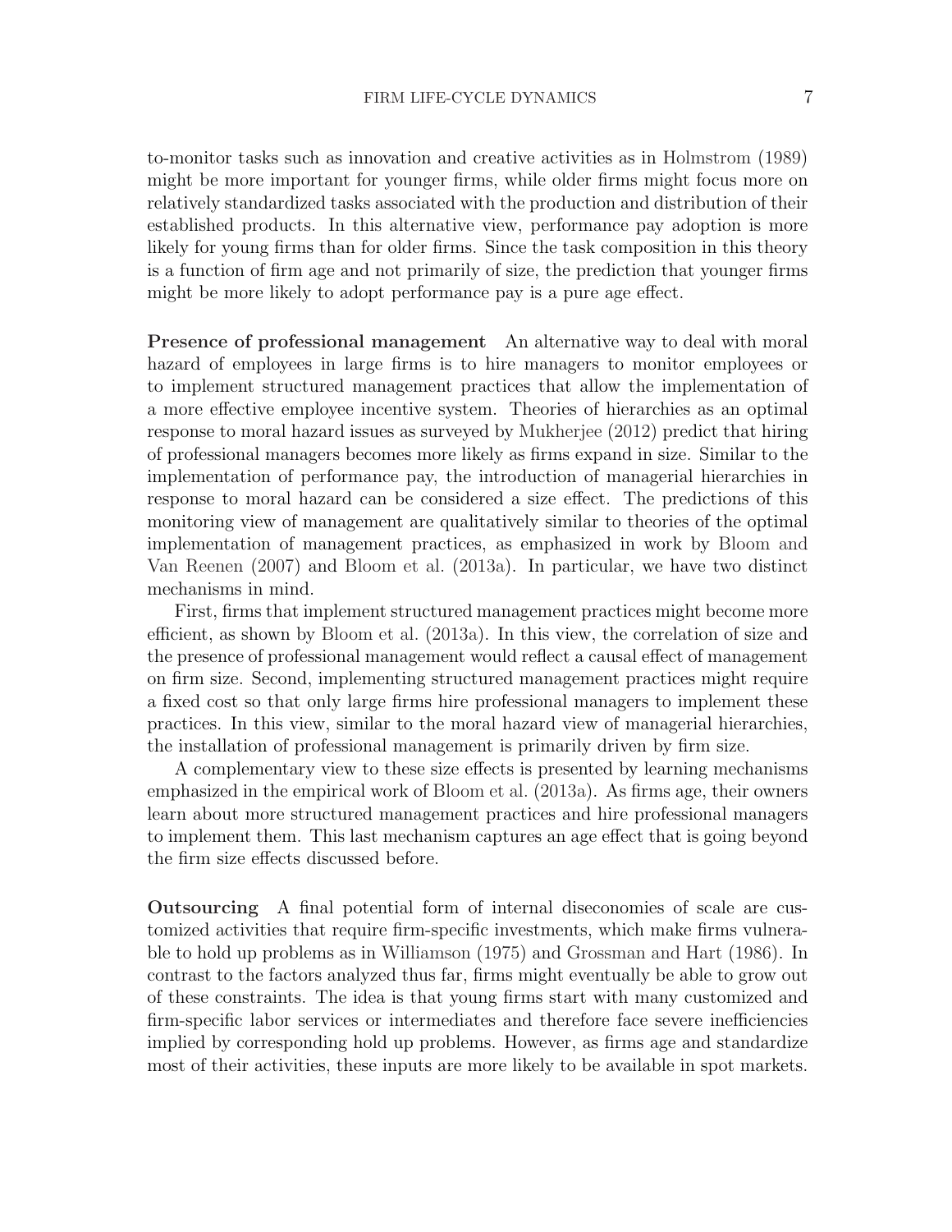to-monitor tasks such as innovation and creative activities as in Holmstrom (1989) might be more important for younger firms, while older firms might focus more on relatively standardized tasks associated with the production and distribution of their established products. In this alternative view, performance pay adoption is more likely for young firms than for older firms. Since the task composition in this theory is a function of firm age and not primarily of size, the prediction that younger firms might be more likely to adopt performance pay is a pure age effect.

**Presence of professional management** An alternative way to deal with moral hazard of employees in large firms is to hire managers to monitor employees or to implement structured management practices that allow the implementation of a more effective employee incentive system. Theories of hierarchies as an optimal response to moral hazard issues as surveyed by Mukherjee (2012) predict that hiring of professional managers becomes more likely as firms expand in size. Similar to the implementation of performance pay, the introduction of managerial hierarchies in response to moral hazard can be considered a size effect. The predictions of this monitoring view of management are qualitatively similar to theories of the optimal implementation of management practices, as emphasized in work by Bloom and Van Reenen (2007) and Bloom et al. (2013a). In particular, we have two distinct mechanisms in mind.

First, firms that implement structured management practices might become more efficient, as shown by Bloom et al. (2013a). In this view, the correlation of size and the presence of professional management would reflect a causal effect of management on firm size. Second, implementing structured management practices might require a fixed cost so that only large firms hire professional managers to implement these practices. In this view, similar to the moral hazard view of managerial hierarchies, the installation of professional management is primarily driven by firm size.

A complementary view to these size effects is presented by learning mechanisms emphasized in the empirical work of Bloom et al. (2013a). As firms age, their owners learn about more structured management practices and hire professional managers to implement them. This last mechanism captures an age effect that is going beyond the firm size effects discussed before.

**Outsourcing** A final potential form of internal diseconomies of scale are customized activities that require firm-specific investments, which make firms vulnerable to hold up problems as in Williamson (1975) and Grossman and Hart (1986). In contrast to the factors analyzed thus far, firms might eventually be able to grow out of these constraints. The idea is that young firms start with many customized and firm-specific labor services or intermediates and therefore face severe inefficiencies implied by corresponding hold up problems. However, as firms age and standardize most of their activities, these inputs are more likely to be available in spot markets.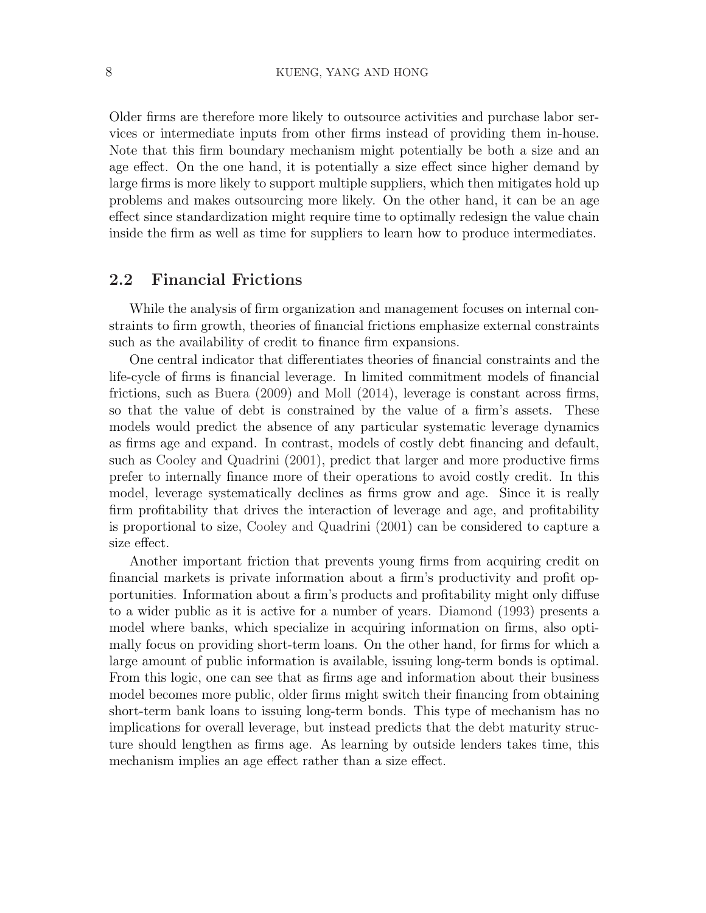Older firms are therefore more likely to outsource activities and purchase labor services or intermediate inputs from other firms instead of providing them in-house. Note that this firm boundary mechanism might potentially be both a size and an age effect. On the one hand, it is potentially a size effect since higher demand by large firms is more likely to support multiple suppliers, which then mitigates hold up problems and makes outsourcing more likely. On the other hand, it can be an age effect since standardization might require time to optimally redesign the value chain inside the firm as well as time for suppliers to learn how to produce intermediates.

## 2.2 Financial Frictions

While the analysis of firm organization and management focuses on internal constraints to firm growth, theories of financial frictions emphasize external constraints such as the availability of credit to finance firm expansions.

One central indicator that differentiates theories of financial constraints and the life-cycle of firms is financial leverage. In limited commitment models of financial frictions, such as Buera (2009) and Moll (2014), leverage is constant across firms, so that the value of debt is constrained by the value of a firm's assets. These models would predict the absence of any particular systematic leverage dynamics as firms age and expand. In contrast, models of costly debt financing and default, such as Cooley and Quadrini (2001), predict that larger and more productive firms prefer to internally finance more of their operations to avoid costly credit. In this model, leverage systematically declines as firms grow and age. Since it is really firm profitability that drives the interaction of leverage and age, and profitability is proportional to size, Cooley and Quadrini (2001) can be considered to capture a size effect.

Another important friction that prevents young firms from acquiring credit on financial markets is private information about a firm's productivity and profit opportunities. Information about a firm's products and profitability might only diffuse to a wider public as it is active for a number of years. Diamond (1993) presents a model where banks, which specialize in acquiring information on firms, also optimally focus on providing short-term loans. On the other hand, for firms for which a large amount of public information is available, issuing long-term bonds is optimal. From this logic, one can see that as firms age and information about their business model becomes more public, older firms might switch their financing from obtaining short-term bank loans to issuing long-term bonds. This type of mechanism has no implications for overall leverage, but instead predicts that the debt maturity structure should lengthen as firms age. As learning by outside lenders takes time, this mechanism implies an age effect rather than a size effect.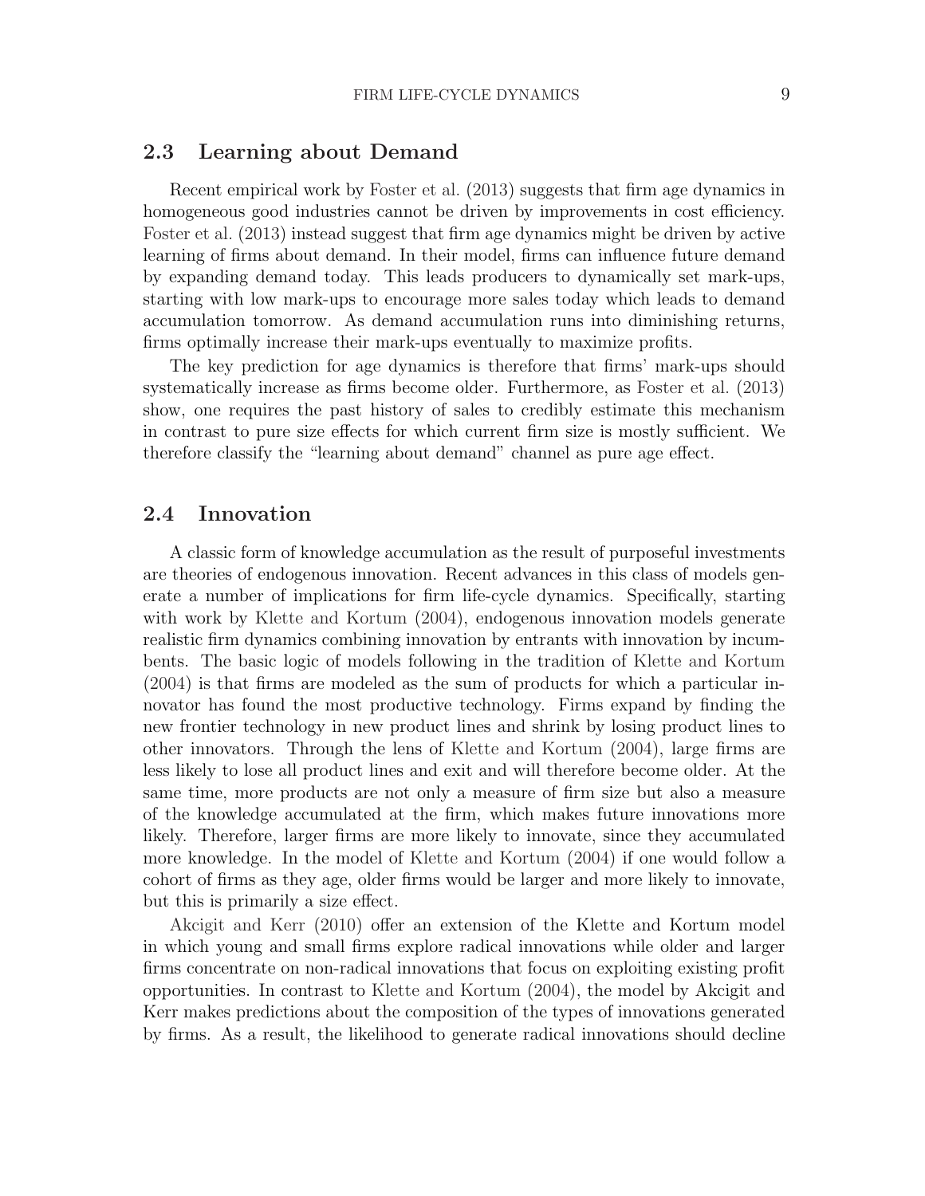## 2.3 Learning about Demand

Recent empirical work by Foster et al. (2013) suggests that firm age dynamics in homogeneous good industries cannot be driven by improvements in cost efficiency. Foster et al. (2013) instead suggest that firm age dynamics might be driven by active learning of firms about demand. In their model, firms can influence future demand by expanding demand today. This leads producers to dynamically set mark-ups, starting with low mark-ups to encourage more sales today which leads to demand accumulation tomorrow. As demand accumulation runs into diminishing returns, firms optimally increase their mark-ups eventually to maximize profits.

The key prediction for age dynamics is therefore that firms' mark-ups should systematically increase as firms become older. Furthermore, as Foster et al. (2013) show, one requires the past history of sales to credibly estimate this mechanism in contrast to pure size effects for which current firm size is mostly sufficient. We therefore classify the "learning about demand" channel as pure age effect.

## 2.4 Innovation

A classic form of knowledge accumulation as the result of purposeful investments are theories of endogenous innovation. Recent advances in this class of models generate a number of implications for firm life-cycle dynamics. Specifically, starting with work by Klette and Kortum (2004), endogenous innovation models generate realistic firm dynamics combining innovation by entrants with innovation by incumbents. The basic logic of models following in the tradition of Klette and Kortum (2004) is that firms are modeled as the sum of products for which a particular innovator has found the most productive technology. Firms expand by finding the new frontier technology in new product lines and shrink by losing product lines to other innovators. Through the lens of Klette and Kortum (2004), large firms are less likely to lose all product lines and exit and will therefore become older. At the same time, more products are not only a measure of firm size but also a measure of the knowledge accumulated at the firm, which makes future innovations more likely. Therefore, larger firms are more likely to innovate, since they accumulated more knowledge. In the model of Klette and Kortum (2004) if one would follow a cohort of firms as they age, older firms would be larger and more likely to innovate, but this is primarily a size effect.

Akcigit and Kerr (2010) offer an extension of the Klette and Kortum model in which young and small firms explore radical innovations while older and larger firms concentrate on non-radical innovations that focus on exploiting existing profit opportunities. In contrast to Klette and Kortum (2004), the model by Akcigit and Kerr makes predictions about the composition of the types of innovations generated by firms. As a result, the likelihood to generate radical innovations should decline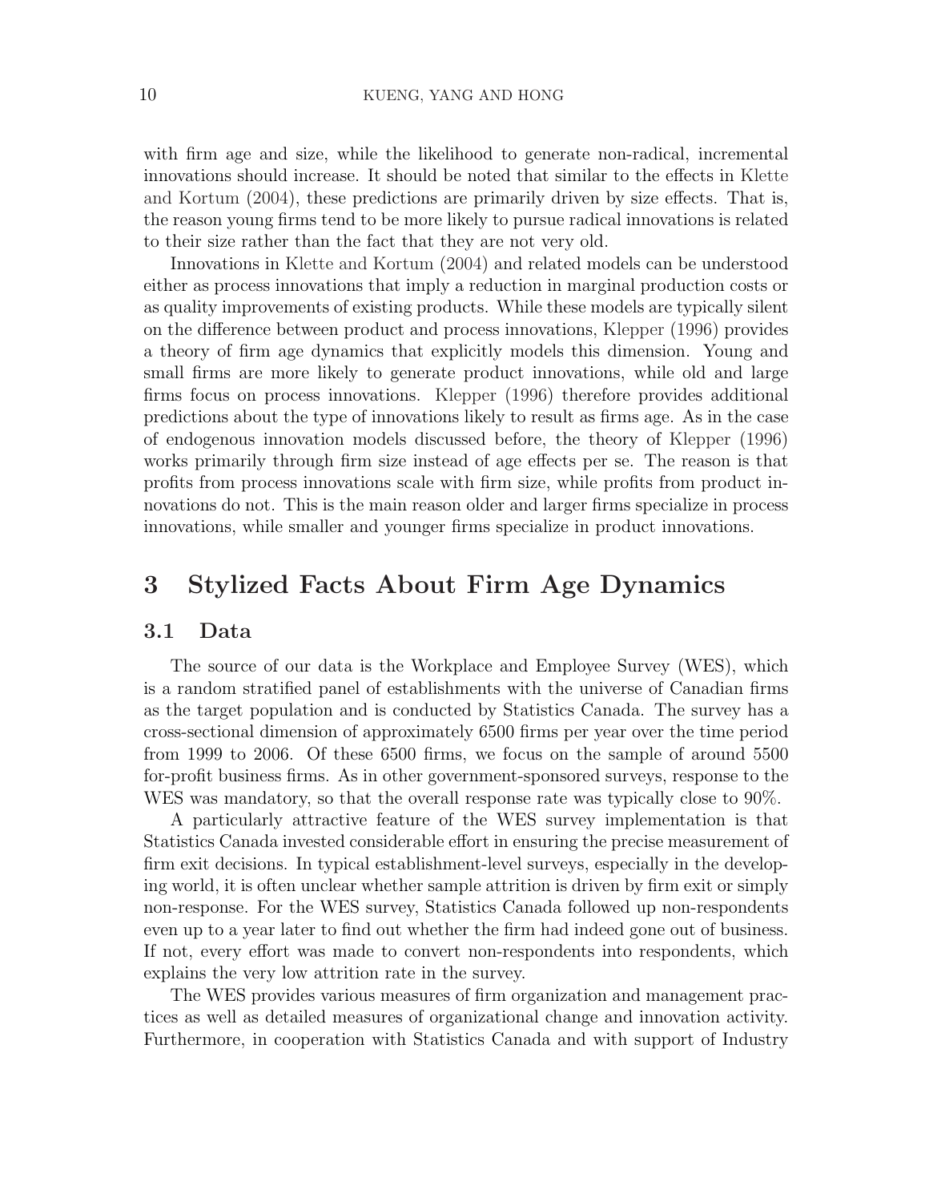with firm age and size, while the likelihood to generate non-radical, incremental innovations should increase. It should be noted that similar to the effects in Klette and Kortum (2004), these predictions are primarily driven by size effects. That is, the reason young firms tend to be more likely to pursue radical innovations is related to their size rather than the fact that they are not very old.

Innovations in Klette and Kortum (2004) and related models can be understood either as process innovations that imply a reduction in marginal production costs or as quality improvements of existing products. While these models are typically silent on the difference between product and process innovations, Klepper (1996) provides a theory of firm age dynamics that explicitly models this dimension. Young and small firms are more likely to generate product innovations, while old and large firms focus on process innovations. Klepper (1996) therefore provides additional predictions about the type of innovations likely to result as firms age. As in the case of endogenous innovation models discussed before, the theory of Klepper (1996) works primarily through firm size instead of age effects per se. The reason is that profits from process innovations scale with firm size, while profits from product innovations do not. This is the main reason older and larger firms specialize in process innovations, while smaller and younger firms specialize in product innovations.

# 3 Stylized Facts About Firm Age Dynamics

## 3.1 Data

The source of our data is the Workplace and Employee Survey (WES), which is a random stratified panel of establishments with the universe of Canadian firms as the target population and is conducted by Statistics Canada. The survey has a cross-sectional dimension of approximately 6500 firms per year over the time period from 1999 to 2006. Of these 6500 firms, we focus on the sample of around 5500 for-profit business firms. As in other government-sponsored surveys, response to the WES was mandatory, so that the overall response rate was typically close to 90%.

A particularly attractive feature of the WES survey implementation is that Statistics Canada invested considerable effort in ensuring the precise measurement of firm exit decisions. In typical establishment-level surveys, especially in the developing world, it is often unclear whether sample attrition is driven by firm exit or simply non-response. For the WES survey, Statistics Canada followed up non-respondents even up to a year later to find out whether the firm had indeed gone out of business. If not, every effort was made to convert non-respondents into respondents, which explains the very low attrition rate in the survey.

The WES provides various measures of firm organization and management practices as well as detailed measures of organizational change and innovation activity. Furthermore, in cooperation with Statistics Canada and with support of Industry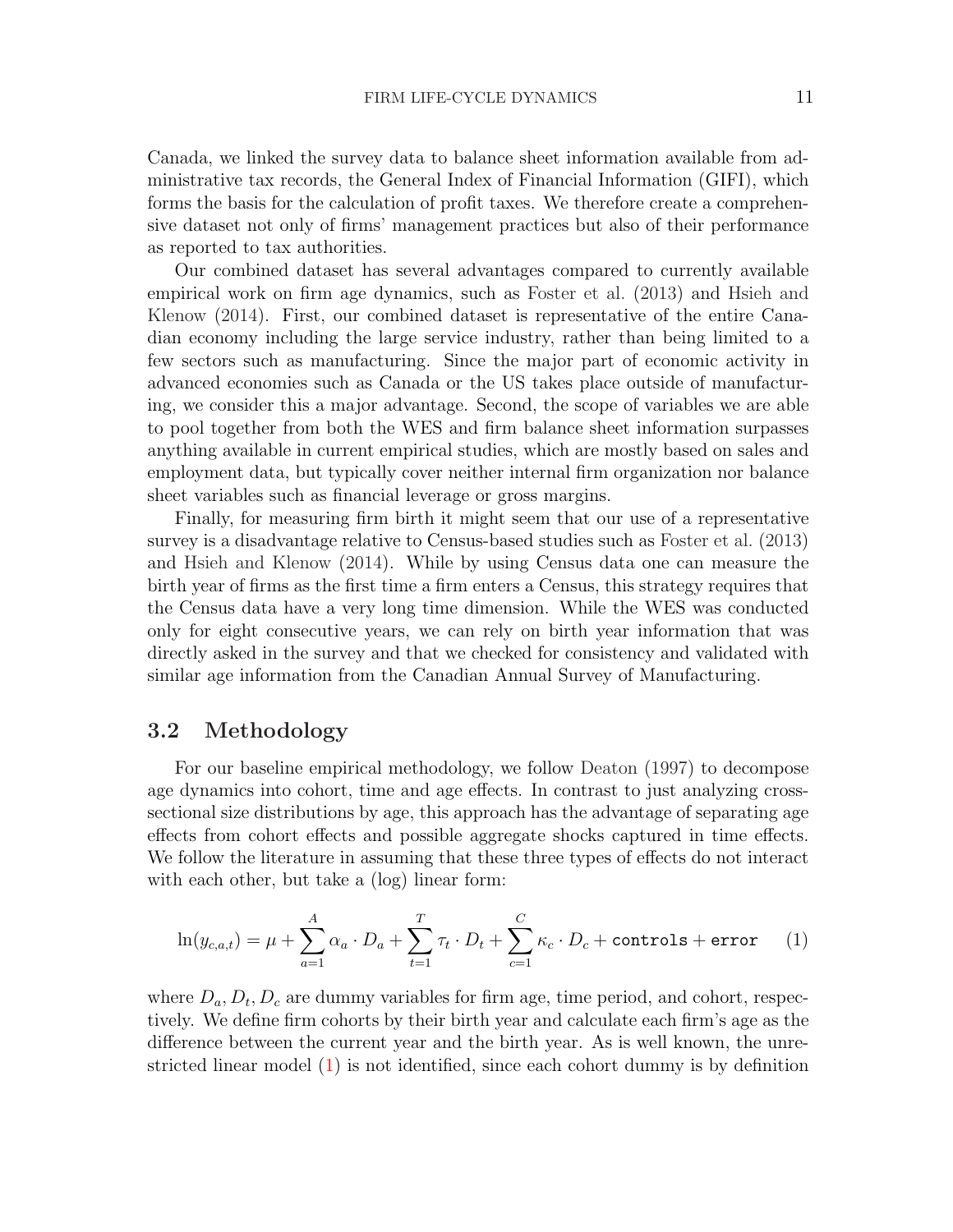Canada, we linked the survey data to balance sheet information available from administrative tax records, the General Index of Financial Information (GIFI), which forms the basis for the calculation of profit taxes. We therefore create a comprehensive dataset not only of firms' management practices but also of their performance as reported to tax authorities.

Our combined dataset has several advantages compared to currently available empirical work on firm age dynamics, such as Foster et al. (2013) and Hsieh and Klenow (2014). First, our combined dataset is representative of the entire Canadian economy including the large service industry, rather than being limited to a few sectors such as manufacturing. Since the major part of economic activity in advanced economies such as Canada or the US takes place outside of manufacturing, we consider this a major advantage. Second, the scope of variables we are able to pool together from both the WES and firm balance sheet information surpasses anything available in current empirical studies, which are mostly based on sales and employment data, but typically cover neither internal firm organization nor balance sheet variables such as financial leverage or gross margins.

Finally, for measuring firm birth it might seem that our use of a representative survey is a disadvantage relative to Census-based studies such as Foster et al. (2013) and Hsieh and Klenow (2014). While by using Census data one can measure the birth year of firms as the first time a firm enters a Census, this strategy requires that the Census data have a very long time dimension. While the WES was conducted only for eight consecutive years, we can rely on birth year information that was directly asked in the survey and that we checked for consistency and validated with similar age information from the Canadian Annual Survey of Manufacturing.

## 3.2 Methodology

For our baseline empirical methodology, we follow Deaton (1997) to decompose age dynamics into cohort, time and age effects. In contrast to just analyzing cross-sectional size distributions by age, this approach has the advantage of separating age effects from cohort effects and possible aggregate shocks captured in time effects. We follow the literature in assuming that these three types of effects do not interact with each other, but take a (log) linear form:

$$\ln(y_{c,a,t}) = \mu + \sum_{a=1}^{A} \alpha_a \cdot D_a + \sum_{t=1}^{T} \tau_t \cdot D_t + \sum_{c=1}^{C} \kappa_c \cdot D_c + \texttt{controls} + \texttt{error} \qquad (1)$$

where $D_a, D_t, D_c$ are dummy variables for firm age, time period, and cohort, respectively. We define firm cohorts by their birth year and calculate each firm's age as the difference between the current year and the birth year. As is well known, the unrestricted linear model (1) is not identified, since each cohort dummy is by definition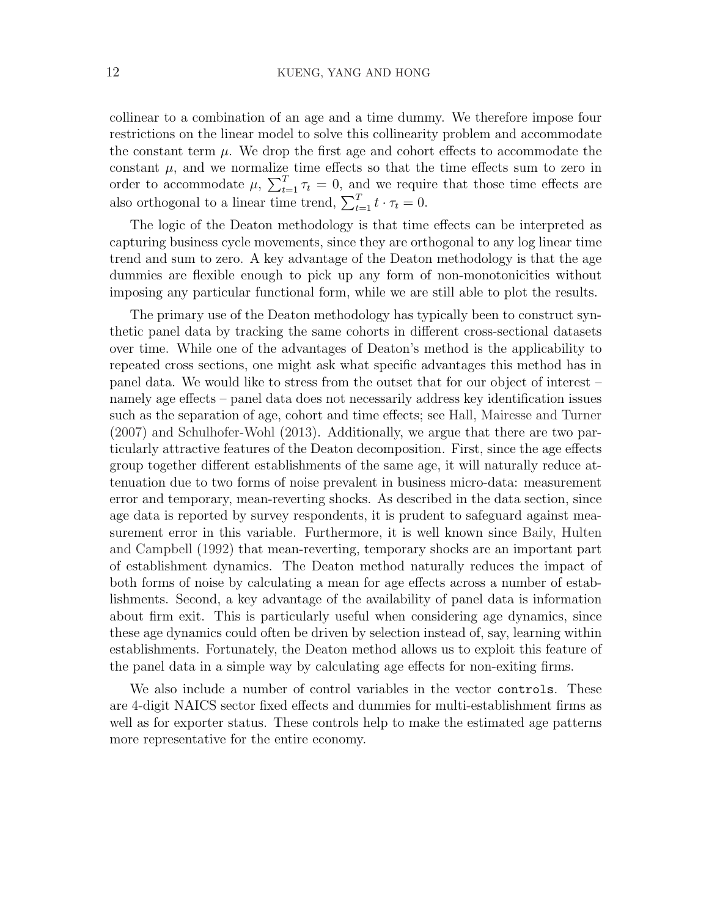collinear to a combination of an age and a time dummy. We therefore impose four restrictions on the linear model to solve this collinearity problem and accommodate the constant term $\mu$. We drop the first age and cohort effects to accommodate the constant $\mu$, and we normalize time effects so that the time effects sum to zero in order to accommodate $\mu$, $\sum_{t=1}^{T} \tau_t = 0$, and we require that those time effects are also orthogonal to a linear time trend, $\sum_{t=1}^{T} t \cdot \tau_t = 0$.

The logic of the Deaton methodology is that time effects can be interpreted as capturing business cycle movements, since they are orthogonal to any log linear time trend and sum to zero. A key advantage of the Deaton methodology is that the age dummies are flexible enough to pick up any form of non-monotonicities without imposing any particular functional form, while we are still able to plot the results.

The primary use of the Deaton methodology has typically been to construct synthetic panel data by tracking the same cohorts in different cross-sectional datasets over time. While one of the advantages of Deaton's method is the applicability to repeated cross sections, one might ask what specific advantages this method has in panel data. We would like to stress from the outset that for our object of interest – namely age effects – panel data does not necessarily address key identification issues such as the separation of age, cohort and time effects; see Hall, Mairesse and Turner (2007) and Schulhofer-Wohl (2013). Additionally, we argue that there are two particularly attractive features of the Deaton decomposition. First, since the age effects group together different establishments of the same age, it will naturally reduce attenuation due to two forms of noise prevalent in business micro-data: measurement error and temporary, mean-reverting shocks. As described in the data section, since age data is reported by survey respondents, it is prudent to safeguard against measurement error in this variable. Furthermore, it is well known since Baily, Hulten and Campbell (1992) that mean-reverting, temporary shocks are an important part of establishment dynamics. The Deaton method naturally reduces the impact of both forms of noise by calculating a mean for age effects across a number of establishments. Second, a key advantage of the availability of panel data is information about firm exit. This is particularly useful when considering age dynamics, since these age dynamics could often be driven by selection instead of, say, learning within establishments. Fortunately, the Deaton method allows us to exploit this feature of the panel data in a simple way by calculating age effects for non-exiting firms.

We also include a number of control variables in the vector `controls`. These are 4-digit NAICS sector fixed effects and dummies for multi-establishment firms as well as for exporter status. These controls help to make the estimated age patterns more representative for the entire economy.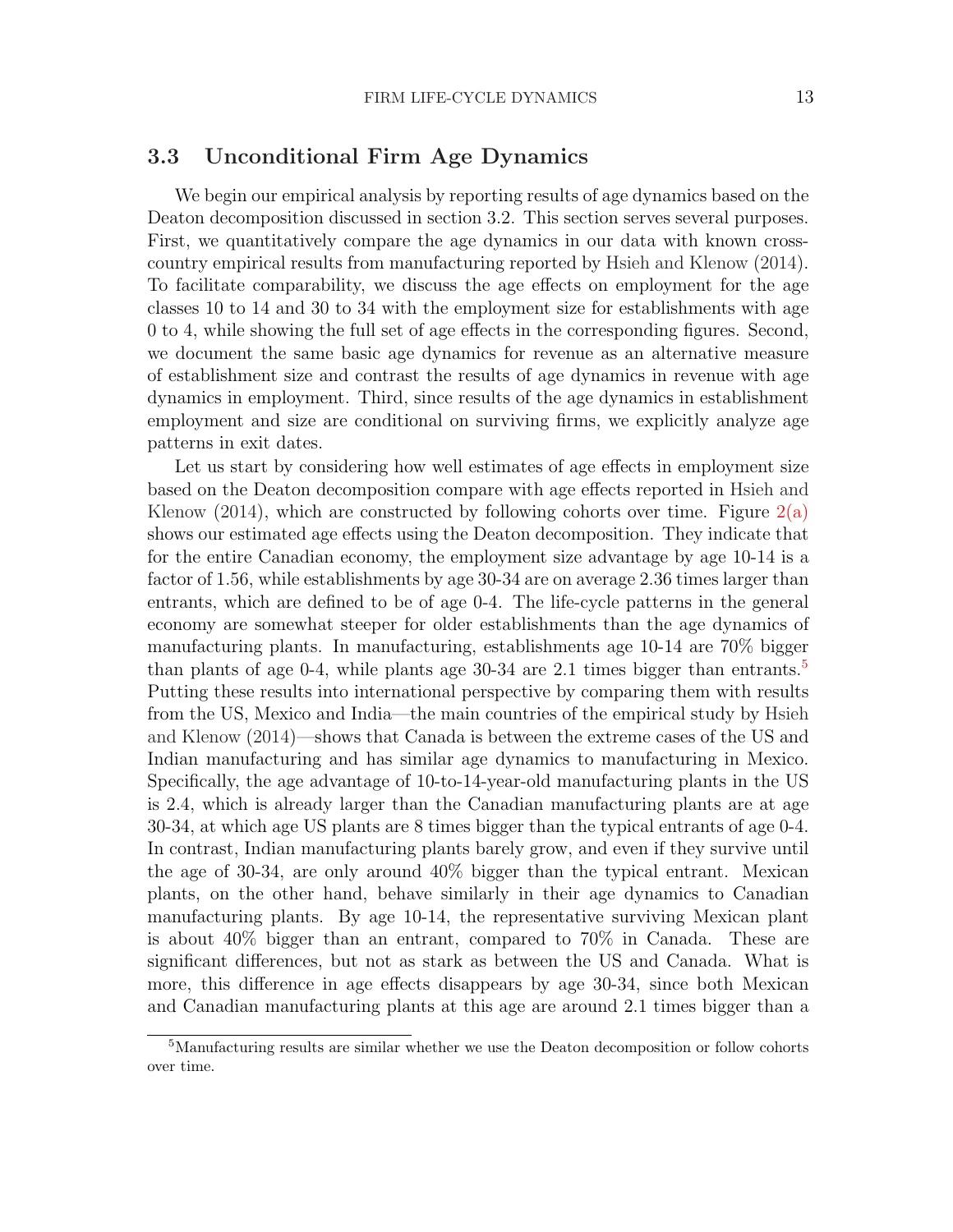## 3.3 Unconditional Firm Age Dynamics

We begin our empirical analysis by reporting results of age dynamics based on the Deaton decomposition discussed in section 3.2. This section serves several purposes. First, we quantitatively compare the age dynamics in our data with known cross-country empirical results from manufacturing reported by Hsieh and Klenow (2014). To facilitate comparability, we discuss the age effects on employment for the age classes 10 to 14 and 30 to 34 with the employment size for establishments with age 0 to 4, while showing the full set of age effects in the corresponding figures. Second, we document the same basic age dynamics for revenue as an alternative measure of establishment size and contrast the results of age dynamics in revenue with age dynamics in employment. Third, since results of the age dynamics in establishment employment and size are conditional on surviving firms, we explicitly analyze age patterns in exit dates.

Let us start by considering how well estimates of age effects in employment size based on the Deaton decomposition compare with age effects reported in Hsieh and Klenow (2014), which are constructed by following cohorts over time. Figure 2(a) shows our estimated age effects using the Deaton decomposition. They indicate that for the entire Canadian economy, the employment size advantage by age 10-14 is a factor of 1.56, while establishments by age 30-34 are on average 2.36 times larger than entrants, which are defined to be of age 0-4. The life-cycle patterns in the general economy are somewhat steeper for older establishments than the age dynamics of manufacturing plants. In manufacturing, establishments age 10-14 are 70% bigger than plants of age 0-4, while plants age 30-34 are 2.1 times bigger than entrants.[5] Putting these results into international perspective by comparing them with results from the US, Mexico and India—the main countries of the empirical study by Hsieh and Klenow (2014)—shows that Canada is between the extreme cases of the US and Indian manufacturing and has similar age dynamics to manufacturing in Mexico. Specifically, the age advantage of 10-to-14-year-old manufacturing plants in the US is 2.4, which is already larger than the Canadian manufacturing plants are at age 30-34, at which age US plants are 8 times bigger than the typical entrants of age 0-4. In contrast, Indian manufacturing plants barely grow, and even if they survive until the age of 30-34, are only around 40% bigger than the typical entrant. Mexican plants, on the other hand, behave similarly in their age dynamics to Canadian manufacturing plants. By age 10-14, the representative surviving Mexican plant is about 40% bigger than an entrant, compared to 70% in Canada. These are significant differences, but not as stark as between the US and Canada. What is more, this difference in age effects disappears by age 30-34, since both Mexican and Canadian manufacturing plants at this age are around 2.1 times bigger than a

[5] Manufacturing results are similar whether we use the Deaton decomposition or follow cohorts over time.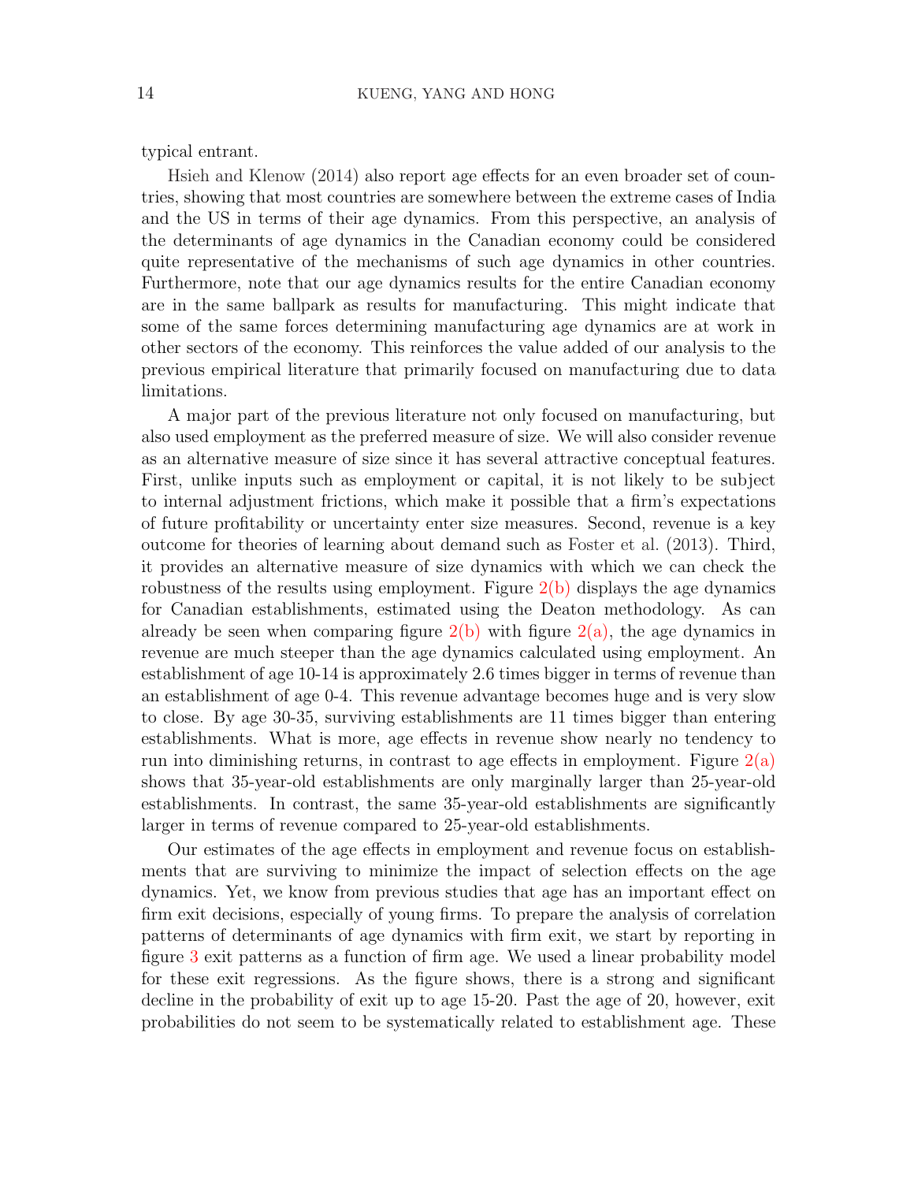typical entrant.

Hsieh and Klenow (2014) also report age effects for an even broader set of countries, showing that most countries are somewhere between the extreme cases of India and the US in terms of their age dynamics. From this perspective, an analysis of the determinants of age dynamics in the Canadian economy could be considered quite representative of the mechanisms of such age dynamics in other countries. Furthermore, note that our age dynamics results for the entire Canadian economy are in the same ballpark as results for manufacturing. This might indicate that some of the same forces determining manufacturing age dynamics are at work in other sectors of the economy. This reinforces the value added of our analysis to the previous empirical literature that primarily focused on manufacturing due to data limitations.

A major part of the previous literature not only focused on manufacturing, but also used employment as the preferred measure of size. We will also consider revenue as an alternative measure of size since it has several attractive conceptual features. First, unlike inputs such as employment or capital, it is not likely to be subject to internal adjustment frictions, which make it possible that a firm's expectations of future profitability or uncertainty enter size measures. Second, revenue is a key outcome for theories of learning about demand such as Foster et al. (2013). Third, it provides an alternative measure of size dynamics with which we can check the robustness of the results using employment. Figure 2(b) displays the age dynamics for Canadian establishments, estimated using the Deaton methodology. As can already be seen when comparing figure 2(b) with figure 2(a), the age dynamics in revenue are much steeper than the age dynamics calculated using employment. An establishment of age 10-14 is approximately 2.6 times bigger in terms of revenue than an establishment of age 0-4. This revenue advantage becomes huge and is very slow to close. By age 30-35, surviving establishments are 11 times bigger than entering establishments. What is more, age effects in revenue show nearly no tendency to run into diminishing returns, in contrast to age effects in employment. Figure 2(a) shows that 35-year-old establishments are only marginally larger than 25-year-old establishments. In contrast, the same 35-year-old establishments are significantly larger in terms of revenue compared to 25-year-old establishments.

Our estimates of the age effects in employment and revenue focus on establishments that are surviving to minimize the impact of selection effects on the age dynamics. Yet, we know from previous studies that age has an important effect on firm exit decisions, especially of young firms. To prepare the analysis of correlation patterns of determinants of age dynamics with firm exit, we start by reporting in figure 3 exit patterns as a function of firm age. We used a linear probability model for these exit regressions. As the figure shows, there is a strong and significant decline in the probability of exit up to age 15-20. Past the age of 20, however, exit probabilities do not seem to be systematically related to establishment age. These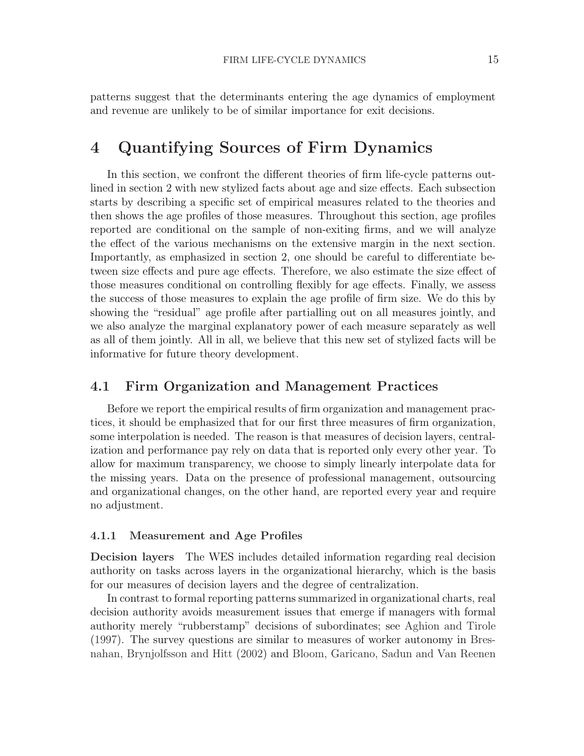patterns suggest that the determinants entering the age dynamics of employment and revenue are unlikely to be of similar importance for exit decisions.

# 4 Quantifying Sources of Firm Dynamics

In this section, we confront the different theories of firm life-cycle patterns outlined in section 2 with new stylized facts about age and size effects. Each subsection starts by describing a specific set of empirical measures related to the theories and then shows the age profiles of those measures. Throughout this section, age profiles reported are conditional on the sample of non-exiting firms, and we will analyze the effect of the various mechanisms on the extensive margin in the next section. Importantly, as emphasized in section 2, one should be careful to differentiate between size effects and pure age effects. Therefore, we also estimate the size effect of those measures conditional on controlling flexibly for age effects. Finally, we assess the success of those measures to explain the age profile of firm size. We do this by showing the "residual" age profile after partialling out on all measures jointly, and we also analyze the marginal explanatory power of each measure separately as well as all of them jointly. All in all, we believe that this new set of stylized facts will be informative for future theory development.

## 4.1 Firm Organization and Management Practices

Before we report the empirical results of firm organization and management practices, it should be emphasized that for our first three measures of firm organization, some interpolation is needed. The reason is that measures of decision layers, centralization and performance pay rely on data that is reported only every other year. To allow for maximum transparency, we choose to simply linearly interpolate data for the missing years. Data on the presence of professional management, outsourcing and organizational changes, on the other hand, are reported every year and require no adjustment.

### 4.1.1 Measurement and Age Profiles

**Decision layers** The WES includes detailed information regarding real decision authority on tasks across layers in the organizational hierarchy, which is the basis for our measures of decision layers and the degree of centralization.

In contrast to formal reporting patterns summarized in organizational charts, real decision authority avoids measurement issues that emerge if managers with formal authority merely "rubberstamp" decisions of subordinates; see Aghion and Tirole (1997). The survey questions are similar to measures of worker autonomy in Bresnahan, Brynjolfsson and Hitt (2002) and Bloom, Garicano, Sadun and Van Reenen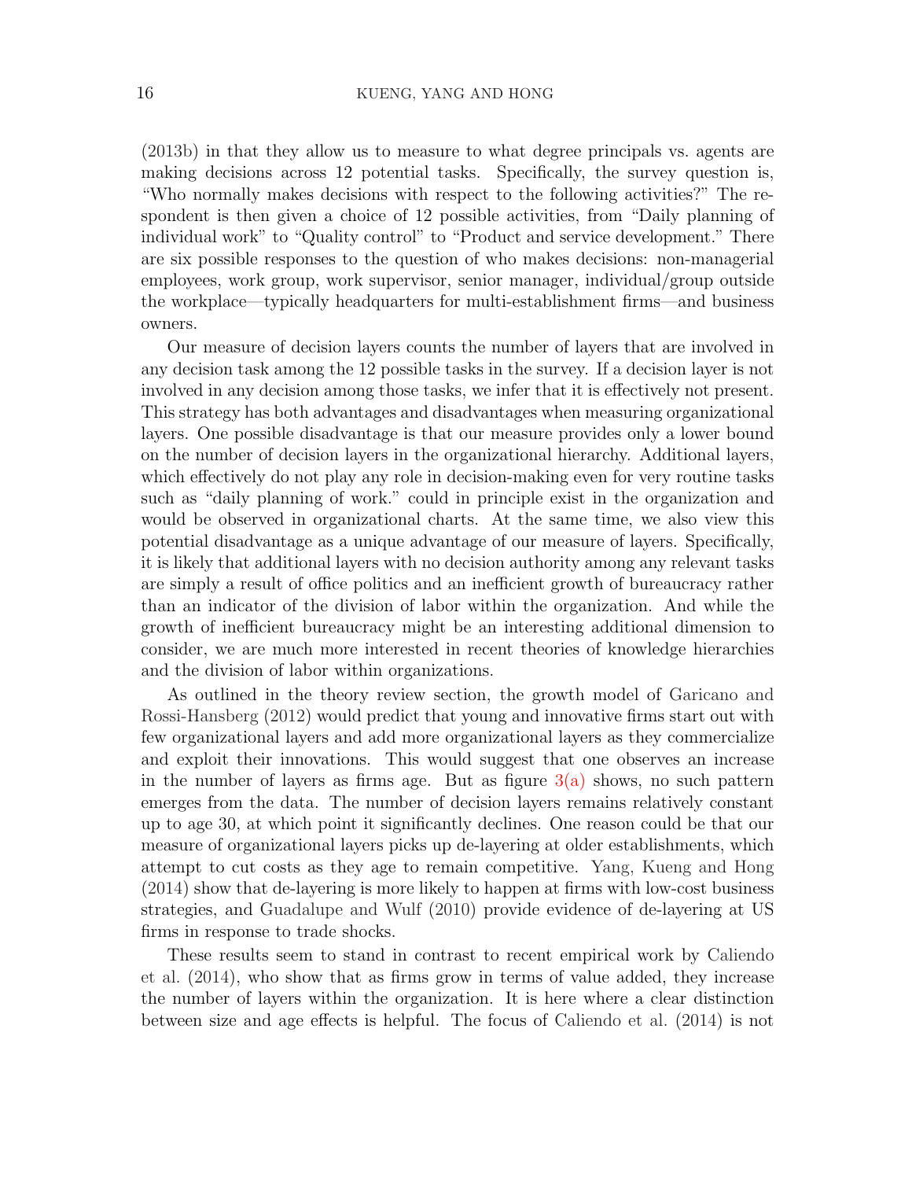(2013b) in that they allow us to measure to what degree principals vs. agents are making decisions across 12 potential tasks. Specifically, the survey question is, "Who normally makes decisions with respect to the following activities?" The respondent is then given a choice of 12 possible activities, from "Daily planning of individual work" to "Quality control" to "Product and service development." There are six possible responses to the question of who makes decisions: non-managerial employees, work group, work supervisor, senior manager, individual/group outside the workplace—typically headquarters for multi-establishment firms—and business owners.

Our measure of decision layers counts the number of layers that are involved in any decision task among the 12 possible tasks in the survey. If a decision layer is not involved in any decision among those tasks, we infer that it is effectively not present. This strategy has both advantages and disadvantages when measuring organizational layers. One possible disadvantage is that our measure provides only a lower bound on the number of decision layers in the organizational hierarchy. Additional layers, which effectively do not play any role in decision-making even for very routine tasks such as "daily planning of work." could in principle exist in the organization and would be observed in organizational charts. At the same time, we also view this potential disadvantage as a unique advantage of our measure of layers. Specifically, it is likely that additional layers with no decision authority among any relevant tasks are simply a result of office politics and an inefficient growth of bureaucracy rather than an indicator of the division of labor within the organization. And while the growth of inefficient bureaucracy might be an interesting additional dimension to consider, we are much more interested in recent theories of knowledge hierarchies and the division of labor within organizations.

As outlined in the theory review section, the growth model of Garicano and Rossi-Hansberg (2012) would predict that young and innovative firms start out with few organizational layers and add more organizational layers as they commercialize and exploit their innovations. This would suggest that one observes an increase in the number of layers as firms age. But as figure 3(a) shows, no such pattern emerges from the data. The number of decision layers remains relatively constant up to age 30, at which point it significantly declines. One reason could be that our measure of organizational layers picks up de-layering at older establishments, which attempt to cut costs as they age to remain competitive. Yang, Kueng and Hong (2014) show that de-layering is more likely to happen at firms with low-cost business strategies, and Guadalupe and Wulf (2010) provide evidence of de-layering at US firms in response to trade shocks.

These results seem to stand in contrast to recent empirical work by Caliendo et al. (2014), who show that as firms grow in terms of value added, they increase the number of layers within the organization. It is here where a clear distinction between size and age effects is helpful. The focus of Caliendo et al. (2014) is not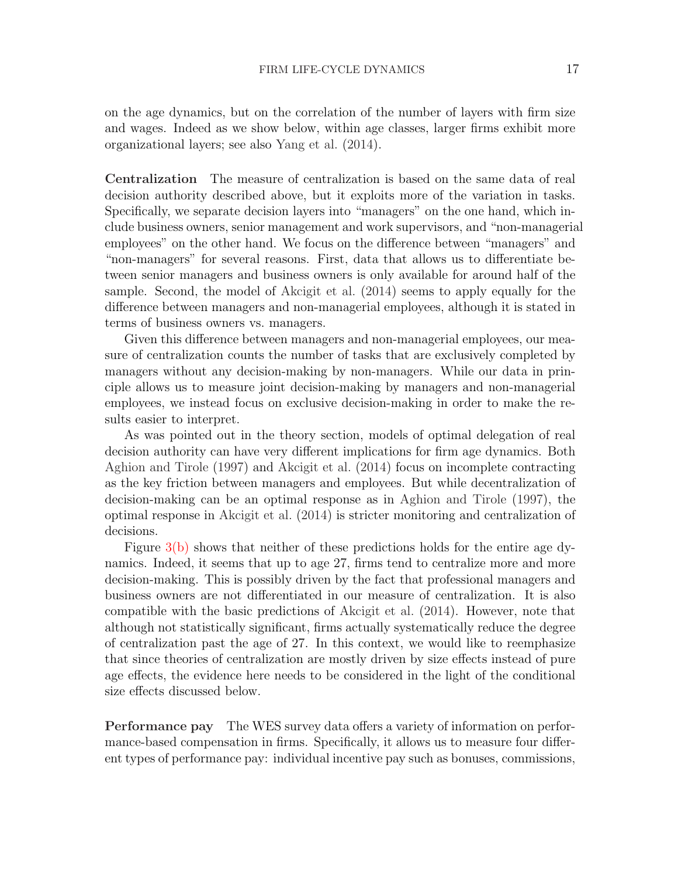on the age dynamics, but on the correlation of the number of layers with firm size and wages. Indeed as we show below, within age classes, larger firms exhibit more organizational layers; see also Yang et al. (2014).

**Centralization** The measure of centralization is based on the same data of real decision authority described above, but it exploits more of the variation in tasks. Specifically, we separate decision layers into "managers" on the one hand, which include business owners, senior management and work supervisors, and "non-managerial employees" on the other hand. We focus on the difference between "managers" and "non-managers" for several reasons. First, data that allows us to differentiate between senior managers and business owners is only available for around half of the sample. Second, the model of Akcigit et al. (2014) seems to apply equally for the difference between managers and non-managerial employees, although it is stated in terms of business owners vs. managers.

Given this difference between managers and non-managerial employees, our measure of centralization counts the number of tasks that are exclusively completed by managers without any decision-making by non-managers. While our data in principle allows us to measure joint decision-making by managers and non-managerial employees, we instead focus on exclusive decision-making in order to make the results easier to interpret.

As was pointed out in the theory section, models of optimal delegation of real decision authority can have very different implications for firm age dynamics. Both Aghion and Tirole (1997) and Akcigit et al. (2014) focus on incomplete contracting as the key friction between managers and employees. But while decentralization of decision-making can be an optimal response as in Aghion and Tirole (1997), the optimal response in Akcigit et al. (2014) is stricter monitoring and centralization of decisions.

Figure 3(b) shows that neither of these predictions holds for the entire age dynamics. Indeed, it seems that up to age 27, firms tend to centralize more and more decision-making. This is possibly driven by the fact that professional managers and business owners are not differentiated in our measure of centralization. It is also compatible with the basic predictions of Akcigit et al. (2014). However, note that although not statistically significant, firms actually systematically reduce the degree of centralization past the age of 27. In this context, we would like to reemphasize that since theories of centralization are mostly driven by size effects instead of pure age effects, the evidence here needs to be considered in the light of the conditional size effects discussed below.

**Performance pay** The WES survey data offers a variety of information on performance-based compensation in firms. Specifically, it allows us to measure four different types of performance pay: individual incentive pay such as bonuses, commissions,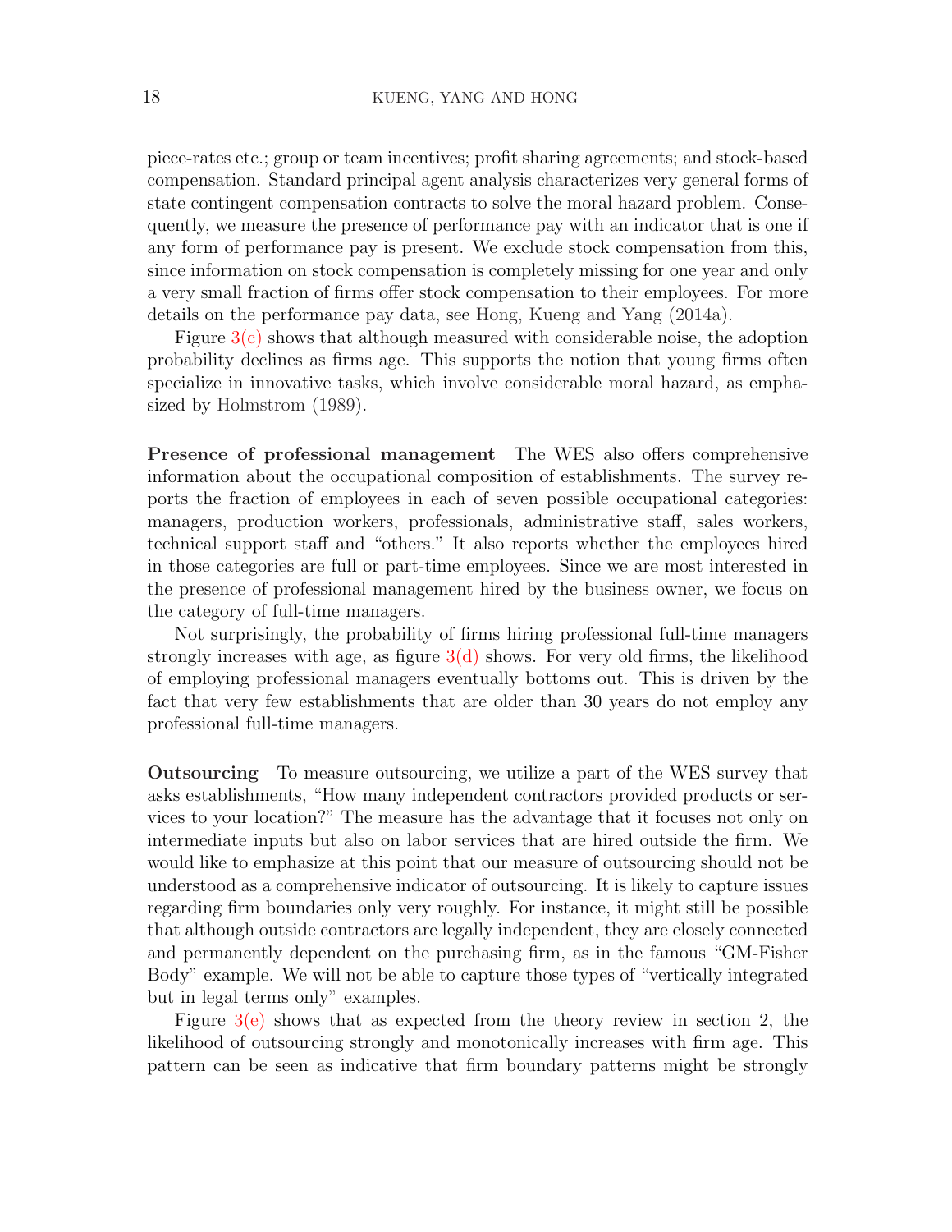piece-rates etc.; group or team incentives; profit sharing agreements; and stock-based compensation. Standard principal agent analysis characterizes very general forms of state contingent compensation contracts to solve the moral hazard problem. Consequently, we measure the presence of performance pay with an indicator that is one if any form of performance pay is present. We exclude stock compensation from this, since information on stock compensation is completely missing for one year and only a very small fraction of firms offer stock compensation to their employees. For more details on the performance pay data, see Hong, Kueng and Yang (2014a).

Figure 3(c) shows that although measured with considerable noise, the adoption probability declines as firms age. This supports the notion that young firms often specialize in innovative tasks, which involve considerable moral hazard, as emphasized by Holmstrom (1989).

**Presence of professional management** The WES also offers comprehensive information about the occupational composition of establishments. The survey reports the fraction of employees in each of seven possible occupational categories: managers, production workers, professionals, administrative staff, sales workers, technical support staff and "others." It also reports whether the employees hired in those categories are full or part-time employees. Since we are most interested in the presence of professional management hired by the business owner, we focus on the category of full-time managers.

Not surprisingly, the probability of firms hiring professional full-time managers strongly increases with age, as figure 3(d) shows. For very old firms, the likelihood of employing professional managers eventually bottoms out. This is driven by the fact that very few establishments that are older than 30 years do not employ any professional full-time managers.

**Outsourcing** To measure outsourcing, we utilize a part of the WES survey that asks establishments, "How many independent contractors provided products or services to your location?" The measure has the advantage that it focuses not only on intermediate inputs but also on labor services that are hired outside the firm. We would like to emphasize at this point that our measure of outsourcing should not be understood as a comprehensive indicator of outsourcing. It is likely to capture issues regarding firm boundaries only very roughly. For instance, it might still be possible that although outside contractors are legally independent, they are closely connected and permanently dependent on the purchasing firm, as in the famous "GM-Fisher Body" example. We will not be able to capture those types of "vertically integrated but in legal terms only" examples.

Figure 3(e) shows that as expected from the theory review in section 2, the likelihood of outsourcing strongly and monotonically increases with firm age. This pattern can be seen as indicative that firm boundary patterns might be strongly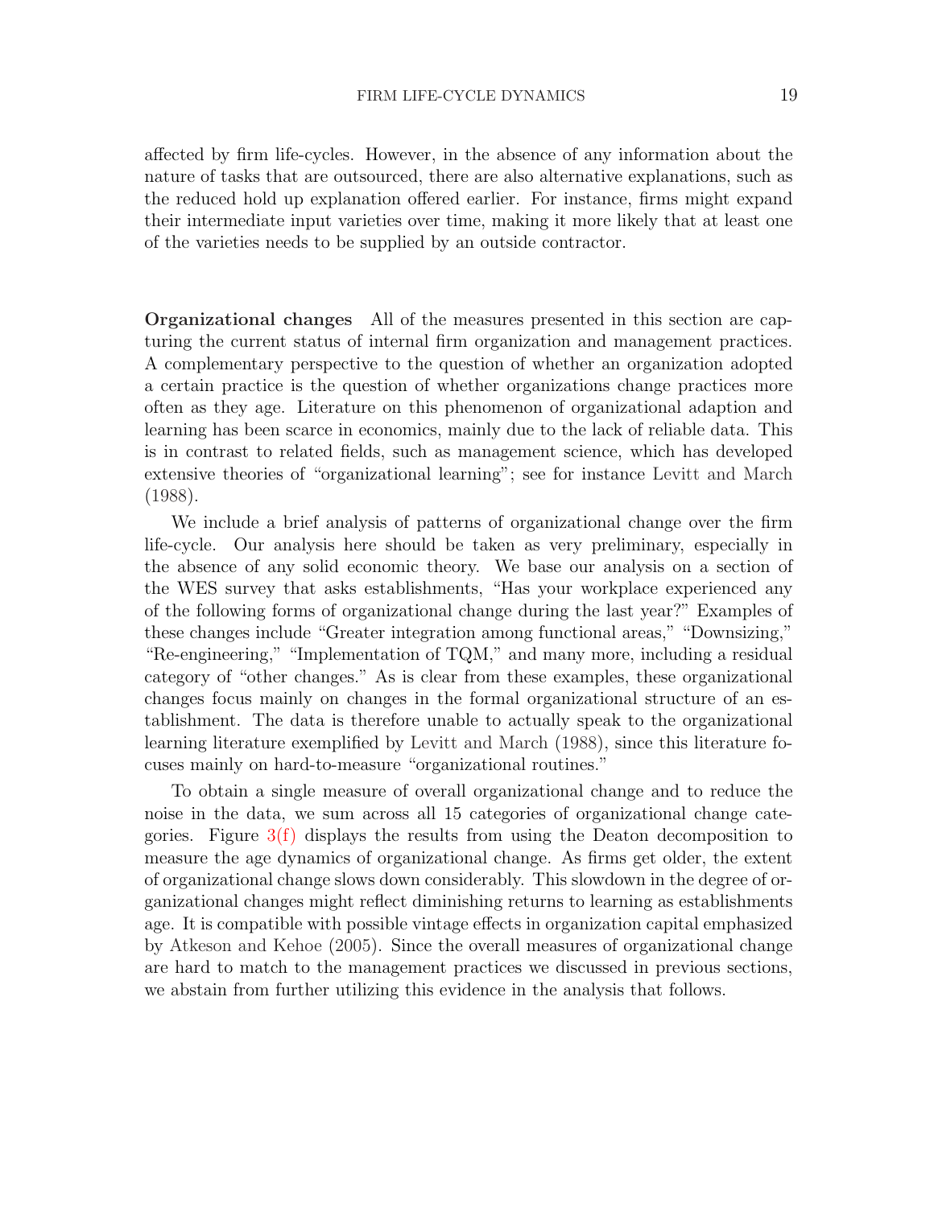affected by firm life-cycles. However, in the absence of any information about the nature of tasks that are outsourced, there are also alternative explanations, such as the reduced hold up explanation offered earlier. For instance, firms might expand their intermediate input varieties over time, making it more likely that at least one of the varieties needs to be supplied by an outside contractor.

**Organizational changes** All of the measures presented in this section are capturing the current status of internal firm organization and management practices. A complementary perspective to the question of whether an organization adopted a certain practice is the question of whether organizations change practices more often as they age. Literature on this phenomenon of organizational adaption and learning has been scarce in economics, mainly due to the lack of reliable data. This is in contrast to related fields, such as management science, which has developed extensive theories of "organizational learning"; see for instance Levitt and March (1988).

We include a brief analysis of patterns of organizational change over the firm life-cycle. Our analysis here should be taken as very preliminary, especially in the absence of any solid economic theory. We base our analysis on a section of the WES survey that asks establishments, "Has your workplace experienced any of the following forms of organizational change during the last year?" Examples of these changes include "Greater integration among functional areas," "Downsizing," "Re-engineering," "Implementation of TQM," and many more, including a residual category of "other changes." As is clear from these examples, these organizational changes focus mainly on changes in the formal organizational structure of an establishment. The data is therefore unable to actually speak to the organizational learning literature exemplified by Levitt and March (1988), since this literature focuses mainly on hard-to-measure "organizational routines."

To obtain a single measure of overall organizational change and to reduce the noise in the data, we sum across all 15 categories of organizational change categories. Figure 3(f) displays the results from using the Deaton decomposition to measure the age dynamics of organizational change. As firms get older, the extent of organizational change slows down considerably. This slowdown in the degree of organizational changes might reflect diminishing returns to learning as establishments age. It is compatible with possible vintage effects in organization capital emphasized by Atkeson and Kehoe (2005). Since the overall measures of organizational change are hard to match to the management practices we discussed in previous sections, we abstain from further utilizing this evidence in the analysis that follows.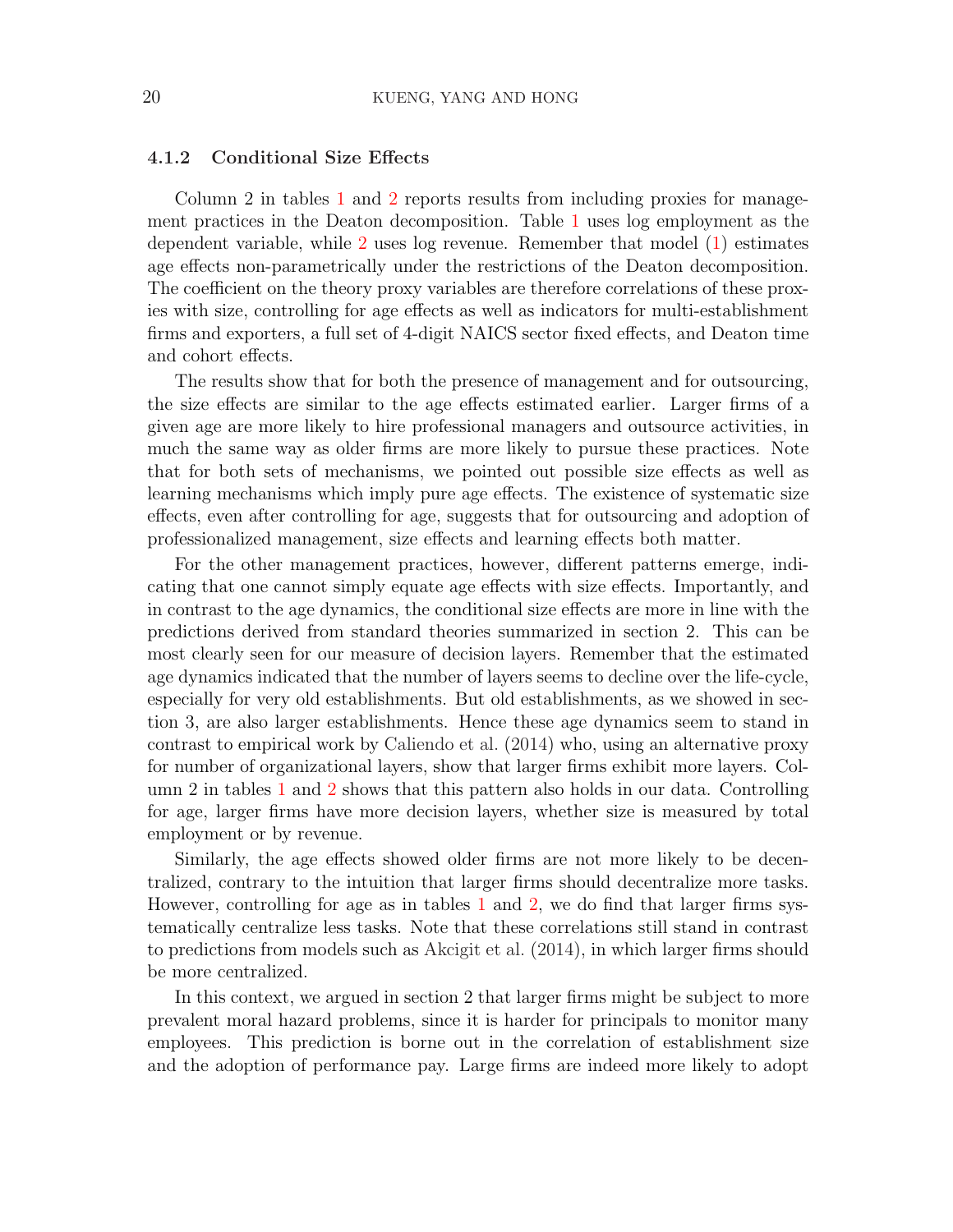### 4.1.2 Conditional Size Effects

Column 2 in tables 1 and 2 reports results from including proxies for management practices in the Deaton decomposition. Table 1 uses log employment as the dependent variable, while 2 uses log revenue. Remember that model (1) estimates age effects non-parametrically under the restrictions of the Deaton decomposition. The coefficient on the theory proxy variables are therefore correlations of these proxies with size, controlling for age effects as well as indicators for multi-establishment firms and exporters, a full set of 4-digit NAICS sector fixed effects, and Deaton time and cohort effects.

The results show that for both the presence of management and for outsourcing, the size effects are similar to the age effects estimated earlier. Larger firms of a given age are more likely to hire professional managers and outsource activities, in much the same way as older firms are more likely to pursue these practices. Note that for both sets of mechanisms, we pointed out possible size effects as well as learning mechanisms which imply pure age effects. The existence of systematic size effects, even after controlling for age, suggests that for outsourcing and adoption of professionalized management, size effects and learning effects both matter.

For the other management practices, however, different patterns emerge, indicating that one cannot simply equate age effects with size effects. Importantly, and in contrast to the age dynamics, the conditional size effects are more in line with the predictions derived from standard theories summarized in section 2. This can be most clearly seen for our measure of decision layers. Remember that the estimated age dynamics indicated that the number of layers seems to decline over the life-cycle, especially for very old establishments. But old establishments, as we showed in section 3, are also larger establishments. Hence these age dynamics seem to stand in contrast to empirical work by Caliendo et al. (2014) who, using an alternative proxy for number of organizational layers, show that larger firms exhibit more layers. Column 2 in tables 1 and 2 shows that this pattern also holds in our data. Controlling for age, larger firms have more decision layers, whether size is measured by total employment or by revenue.

Similarly, the age effects showed older firms are not more likely to be decentralized, contrary to the intuition that larger firms should decentralize more tasks. However, controlling for age as in tables 1 and 2, we do find that larger firms systematically centralize less tasks. Note that these correlations still stand in contrast to predictions from models such as Akcigit et al. (2014), in which larger firms should be more centralized.

In this context, we argued in section 2 that larger firms might be subject to more prevalent moral hazard problems, since it is harder for principals to monitor many employees. This prediction is borne out in the correlation of establishment size and the adoption of performance pay. Large firms are indeed more likely to adopt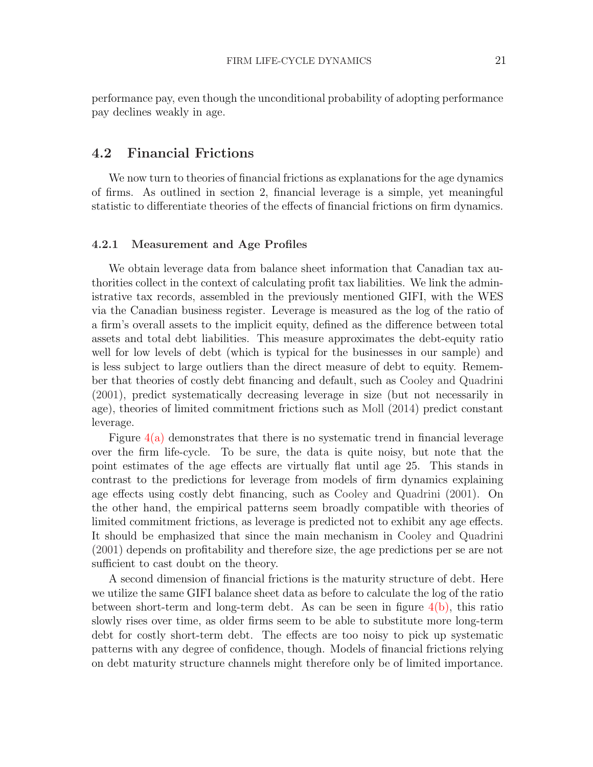performance pay, even though the unconditional probability of adopting performance pay declines weakly in age.

## 4.2 Financial Frictions

We now turn to theories of financial frictions as explanations for the age dynamics of firms. As outlined in section 2, financial leverage is a simple, yet meaningful statistic to differentiate theories of the effects of financial frictions on firm dynamics.

### 4.2.1 Measurement and Age Profiles

We obtain leverage data from balance sheet information that Canadian tax authorities collect in the context of calculating profit tax liabilities. We link the administrative tax records, assembled in the previously mentioned GIFI, with the WES via the Canadian business register. Leverage is measured as the log of the ratio of a firm's overall assets to the implicit equity, defined as the difference between total assets and total debt liabilities. This measure approximates the debt-equity ratio well for low levels of debt (which is typical for the businesses in our sample) and is less subject to large outliers than the direct measure of debt to equity. Remember that theories of costly debt financing and default, such as Cooley and Quadrini (2001), predict systematically decreasing leverage in size (but not necessarily in age), theories of limited commitment frictions such as Moll (2014) predict constant leverage.

Figure 4(a) demonstrates that there is no systematic trend in financial leverage over the firm life-cycle. To be sure, the data is quite noisy, but note that the point estimates of the age effects are virtually flat until age 25. This stands in contrast to the predictions for leverage from models of firm dynamics explaining age effects using costly debt financing, such as Cooley and Quadrini (2001). On the other hand, the empirical patterns seem broadly compatible with theories of limited commitment frictions, as leverage is predicted not to exhibit any age effects. It should be emphasized that since the main mechanism in Cooley and Quadrini (2001) depends on profitability and therefore size, the age predictions per se are not sufficient to cast doubt on the theory.

A second dimension of financial frictions is the maturity structure of debt. Here we utilize the same GIFI balance sheet data as before to calculate the log of the ratio between short-term and long-term debt. As can be seen in figure 4(b), this ratio slowly rises over time, as older firms seem to be able to substitute more long-term debt for costly short-term debt. The effects are too noisy to pick up systematic patterns with any degree of confidence, though. Models of financial frictions relying on debt maturity structure channels might therefore only be of limited importance.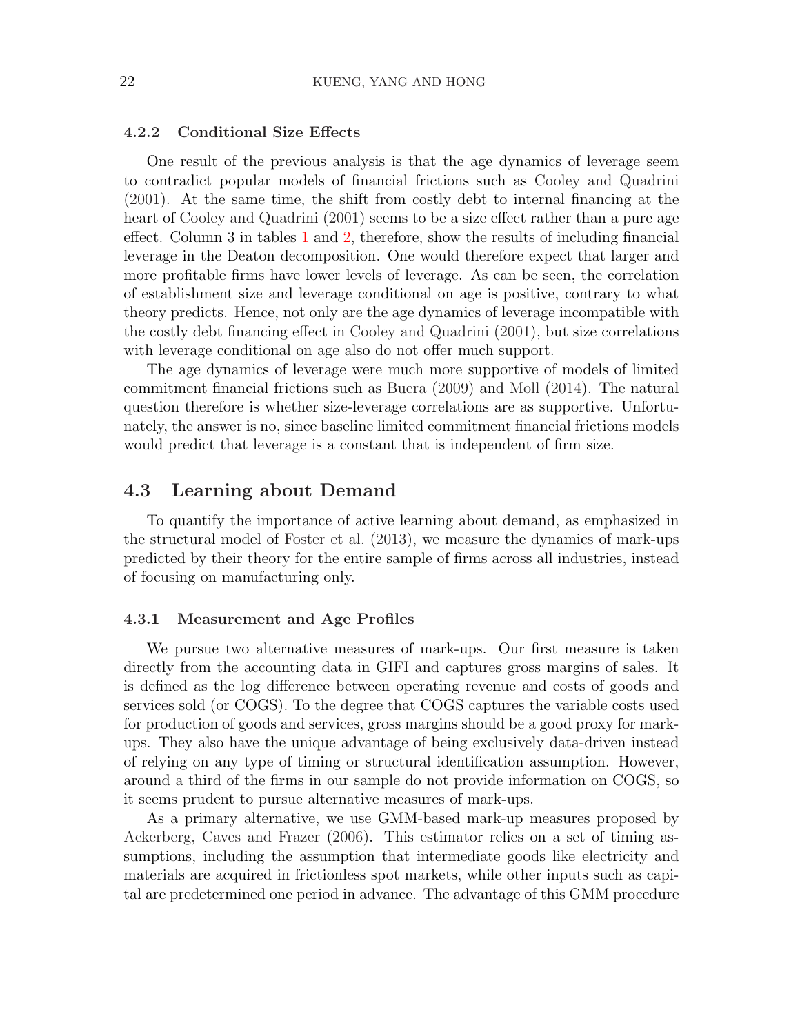#### 4.2.2 Conditional Size Effects

One result of the previous analysis is that the age dynamics of leverage seem to contradict popular models of financial frictions such as Cooley and Quadrini (2001). At the same time, the shift from costly debt to internal financing at the heart of Cooley and Quadrini (2001) seems to be a size effect rather than a pure age effect. Column 3 in tables 1 and 2, therefore, show the results of including financial leverage in the Deaton decomposition. One would therefore expect that larger and more profitable firms have lower levels of leverage. As can be seen, the correlation of establishment size and leverage conditional on age is positive, contrary to what theory predicts. Hence, not only are the age dynamics of leverage incompatible with the costly debt financing effect in Cooley and Quadrini (2001), but size correlations with leverage conditional on age also do not offer much support.

The age dynamics of leverage were much more supportive of models of limited commitment financial frictions such as Buera (2009) and Moll (2014). The natural question therefore is whether size-leverage correlations are as supportive. Unfortunately, the answer is no, since baseline limited commitment financial frictions models would predict that leverage is a constant that is independent of firm size.

### 4.3 Learning about Demand

To quantify the importance of active learning about demand, as emphasized in the structural model of Foster et al. (2013), we measure the dynamics of mark-ups predicted by their theory for the entire sample of firms across all industries, instead of focusing on manufacturing only.

#### 4.3.1 Measurement and Age Profiles

We pursue two alternative measures of mark-ups. Our first measure is taken directly from the accounting data in GIFI and captures gross margins of sales. It is defined as the log difference between operating revenue and costs of goods and services sold (or COGS). To the degree that COGS captures the variable costs used for production of goods and services, gross margins should be a good proxy for mark-ups. They also have the unique advantage of being exclusively data-driven instead of relying on any type of timing or structural identification assumption. However, around a third of the firms in our sample do not provide information on COGS, so it seems prudent to pursue alternative measures of mark-ups.

As a primary alternative, we use GMM-based mark-up measures proposed by Ackerberg, Caves and Frazer (2006). This estimator relies on a set of timing assumptions, including the assumption that intermediate goods like electricity and materials are acquired in frictionless spot markets, while other inputs such as capital are predetermined one period in advance. The advantage of this GMM procedure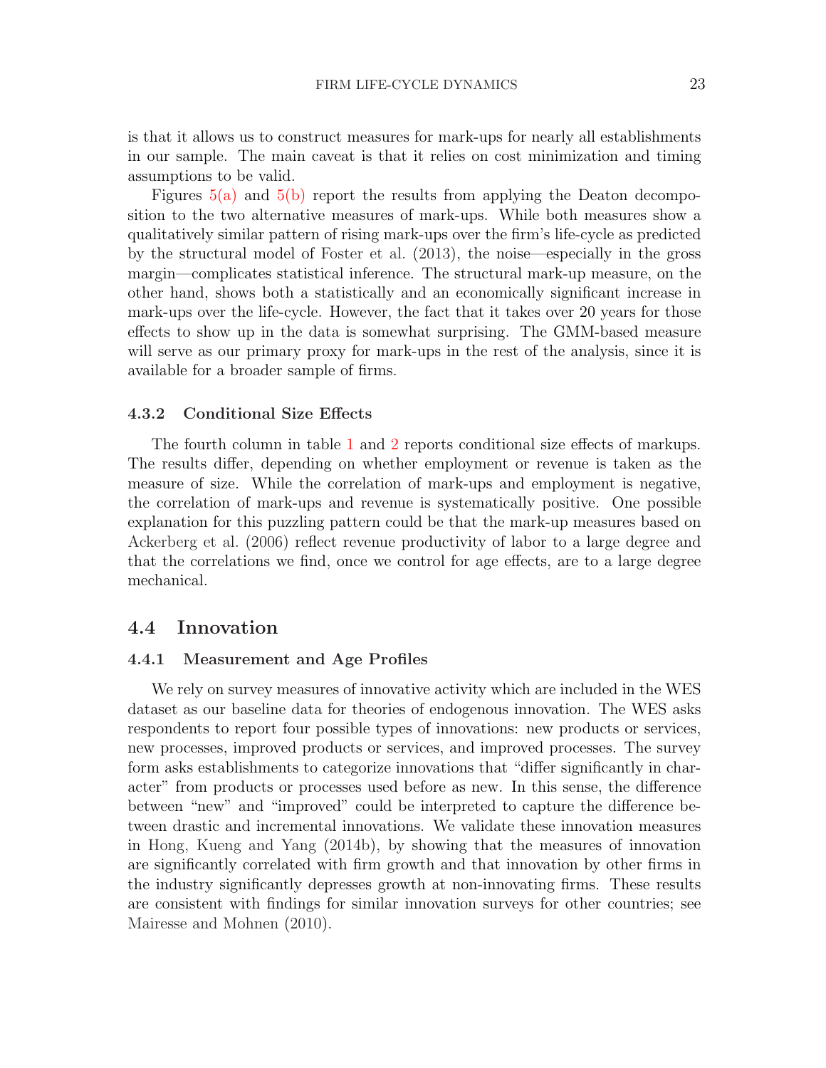is that it allows us to construct measures for mark-ups for nearly all establishments in our sample. The main caveat is that it relies on cost minimization and timing assumptions to be valid.

Figures 5(a) and 5(b) report the results from applying the Deaton decomposition to the two alternative measures of mark-ups. While both measures show a qualitatively similar pattern of rising mark-ups over the firm's life-cycle as predicted by the structural model of Foster et al. (2013), the noise—especially in the gross margin—complicates statistical inference. The structural mark-up measure, on the other hand, shows both a statistically and an economically significant increase in mark-ups over the life-cycle. However, the fact that it takes over 20 years for those effects to show up in the data is somewhat surprising. The GMM-based measure will serve as our primary proxy for mark-ups in the rest of the analysis, since it is available for a broader sample of firms.

### 4.3.2 Conditional Size Effects

The fourth column in table 1 and 2 reports conditional size effects of markups. The results differ, depending on whether employment or revenue is taken as the measure of size. While the correlation of mark-ups and employment is negative, the correlation of mark-ups and revenue is systematically positive. One possible explanation for this puzzling pattern could be that the mark-up measures based on Ackerberg et al. (2006) reflect revenue productivity of labor to a large degree and that the correlations we find, once we control for age effects, are to a large degree mechanical.

## 4.4 Innovation

### 4.4.1 Measurement and Age Profiles

We rely on survey measures of innovative activity which are included in the WES dataset as our baseline data for theories of endogenous innovation. The WES asks respondents to report four possible types of innovations: new products or services, new processes, improved products or services, and improved processes. The survey form asks establishments to categorize innovations that "differ significantly in character" from products or processes used before as new. In this sense, the difference between "new" and "improved" could be interpreted to capture the difference between drastic and incremental innovations. We validate these innovation measures in Hong, Kueng and Yang (2014b), by showing that the measures of innovation are significantly correlated with firm growth and that innovation by other firms in the industry significantly depresses growth at non-innovating firms. These results are consistent with findings for similar innovation surveys for other countries; see Mairesse and Mohnen (2010).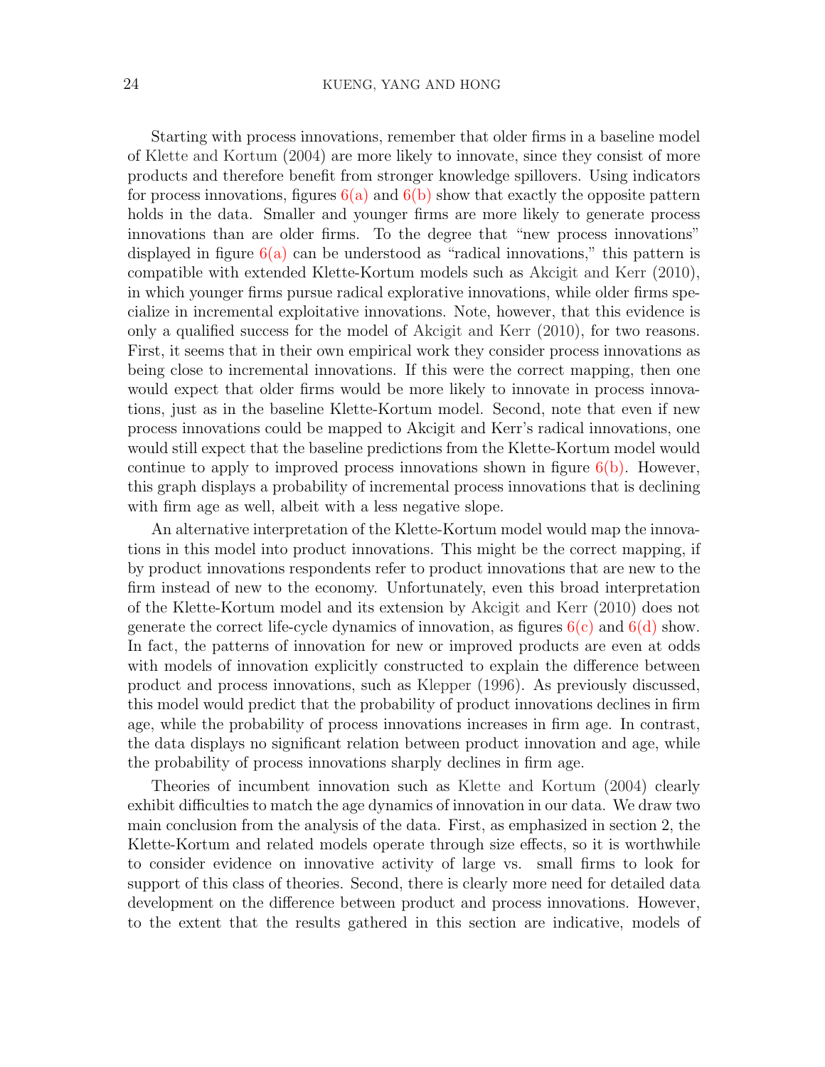Starting with process innovations, remember that older firms in a baseline model of Klette and Kortum (2004) are more likely to innovate, since they consist of more products and therefore benefit from stronger knowledge spillovers. Using indicators for process innovations, figures 6(a) and 6(b) show that exactly the opposite pattern holds in the data. Smaller and younger firms are more likely to generate process innovations than are older firms. To the degree that "new process innovations" displayed in figure 6(a) can be understood as "radical innovations," this pattern is compatible with extended Klette-Kortum models such as Akcigit and Kerr (2010), in which younger firms pursue radical explorative innovations, while older firms specialize in incremental exploitative innovations. Note, however, that this evidence is only a qualified success for the model of Akcigit and Kerr (2010), for two reasons. First, it seems that in their own empirical work they consider process innovations as being close to incremental innovations. If this were the correct mapping, then one would expect that older firms would be more likely to innovate in process innovations, just as in the baseline Klette-Kortum model. Second, note that even if new process innovations could be mapped to Akcigit and Kerr's radical innovations, one would still expect that the baseline predictions from the Klette-Kortum model would continue to apply to improved process innovations shown in figure 6(b). However, this graph displays a probability of incremental process innovations that is declining with firm age as well, albeit with a less negative slope.

An alternative interpretation of the Klette-Kortum model would map the innovations in this model into product innovations. This might be the correct mapping, if by product innovations respondents refer to product innovations that are new to the firm instead of new to the economy. Unfortunately, even this broad interpretation of the Klette-Kortum model and its extension by Akcigit and Kerr (2010) does not generate the correct life-cycle dynamics of innovation, as figures 6(c) and 6(d) show. In fact, the patterns of innovation for new or improved products are even at odds with models of innovation explicitly constructed to explain the difference between product and process innovations, such as Klepper (1996). As previously discussed, this model would predict that the probability of product innovations declines in firm age, while the probability of process innovations increases in firm age. In contrast, the data displays no significant relation between product innovation and age, while the probability of process innovations sharply declines in firm age.

Theories of incumbent innovation such as Klette and Kortum (2004) clearly exhibit difficulties to match the age dynamics of innovation in our data. We draw two main conclusion from the analysis of the data. First, as emphasized in section 2, the Klette-Kortum and related models operate through size effects, so it is worthwhile to consider evidence on innovative activity of large vs. small firms to look for support of this class of theories. Second, there is clearly more need for detailed data development on the difference between product and process innovations. However, to the extent that the results gathered in this section are indicative, models of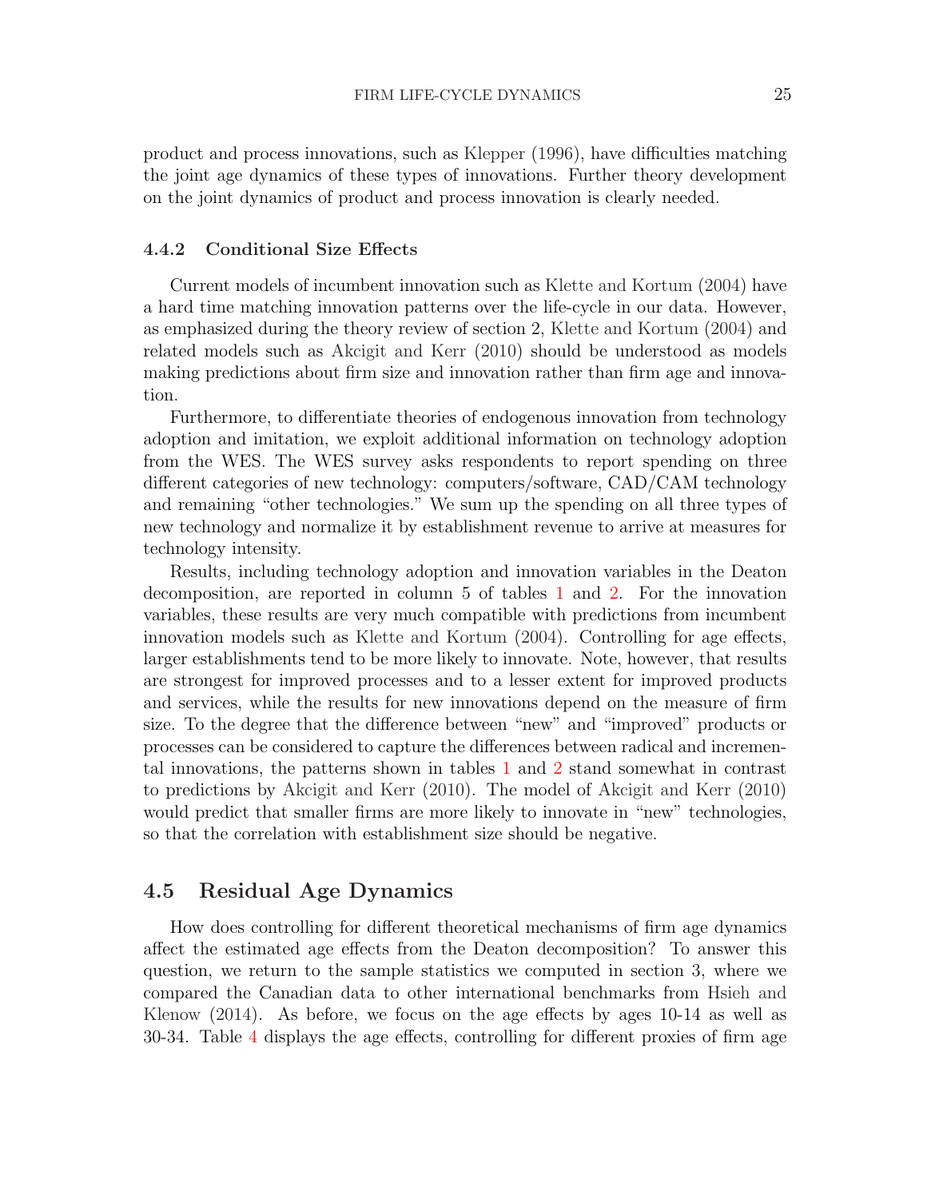product and process innovations, such as Klepper (1996), have difficulties matching the joint age dynamics of these types of innovations. Further theory development on the joint dynamics of product and process innovation is clearly needed.

### 4.4.2 Conditional Size Effects

Current models of incumbent innovation such as Klette and Kortum (2004) have a hard time matching innovation patterns over the life-cycle in our data. However, as emphasized during the theory review of section 2, Klette and Kortum (2004) and related models such as Akcigit and Kerr (2010) should be understood as models making predictions about firm size and innovation rather than firm age and innovation.

Furthermore, to differentiate theories of endogenous innovation from technology adoption and imitation, we exploit additional information on technology adoption from the WES. The WES survey asks respondents to report spending on three different categories of new technology: computers/software, CAD/CAM technology and remaining "other technologies." We sum up the spending on all three types of new technology and normalize it by establishment revenue to arrive at measures for technology intensity.

Results, including technology adoption and innovation variables in the Deaton decomposition, are reported in column 5 of tables 1 and 2. For the innovation variables, these results are very much compatible with predictions from incumbent innovation models such as Klette and Kortum (2004). Controlling for age effects, larger establishments tend to be more likely to innovate. Note, however, that results are strongest for improved processes and to a lesser extent for improved products and services, while the results for new innovations depend on the measure of firm size. To the degree that the difference between "new" and "improved" products or processes can be considered to capture the differences between radical and incremental innovations, the patterns shown in tables 1 and 2 stand somewhat in contrast to predictions by Akcigit and Kerr (2010). The model of Akcigit and Kerr (2010) would predict that smaller firms are more likely to innovate in "new" technologies, so that the correlation with establishment size should be negative.

## 4.5 Residual Age Dynamics

How does controlling for different theoretical mechanisms of firm age dynamics affect the estimated age effects from the Deaton decomposition? To answer this question, we return to the sample statistics we computed in section 3, where we compared the Canadian data to other international benchmarks from Hsieh and Klenow (2014). As before, we focus on the age effects by ages 10-14 as well as 30-34. Table 4 displays the age effects, controlling for different proxies of firm age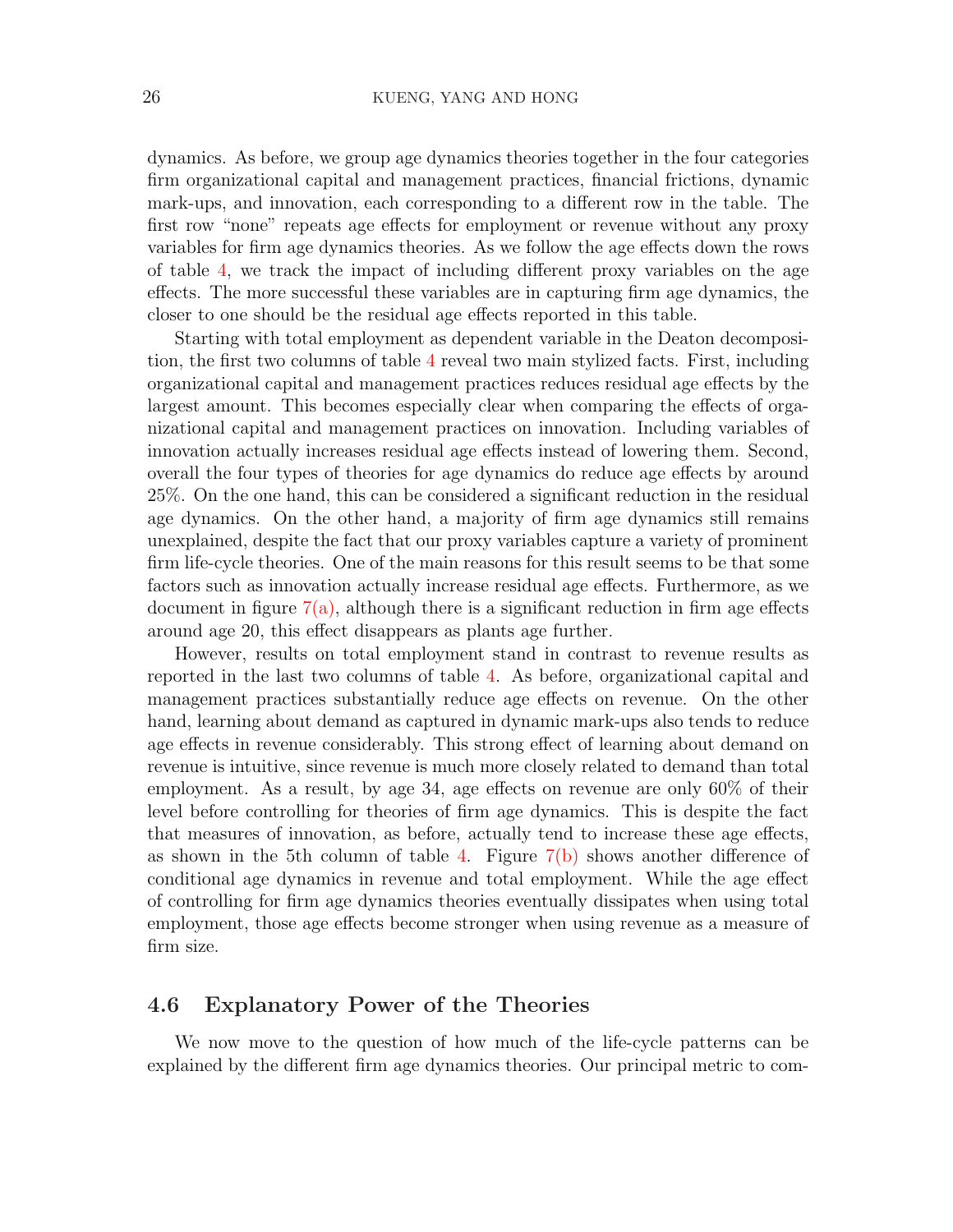dynamics. As before, we group age dynamics theories together in the four categories firm organizational capital and management practices, financial frictions, dynamic mark-ups, and innovation, each corresponding to a different row in the table. The first row "none" repeats age effects for employment or revenue without any proxy variables for firm age dynamics theories. As we follow the age effects down the rows of table 4, we track the impact of including different proxy variables on the age effects. The more successful these variables are in capturing firm age dynamics, the closer to one should be the residual age effects reported in this table.

Starting with total employment as dependent variable in the Deaton decomposition, the first two columns of table 4 reveal two main stylized facts. First, including organizational capital and management practices reduces residual age effects by the largest amount. This becomes especially clear when comparing the effects of organizational capital and management practices on innovation. Including variables of innovation actually increases residual age effects instead of lowering them. Second, overall the four types of theories for age dynamics do reduce age effects by around 25%. On the one hand, this can be considered a significant reduction in the residual age dynamics. On the other hand, a majority of firm age dynamics still remains unexplained, despite the fact that our proxy variables capture a variety of prominent firm life-cycle theories. One of the main reasons for this result seems to be that some factors such as innovation actually increase residual age effects. Furthermore, as we document in figure 7(a), although there is a significant reduction in firm age effects around age 20, this effect disappears as plants age further.

However, results on total employment stand in contrast to revenue results as reported in the last two columns of table 4. As before, organizational capital and management practices substantially reduce age effects on revenue. On the other hand, learning about demand as captured in dynamic mark-ups also tends to reduce age effects in revenue considerably. This strong effect of learning about demand on revenue is intuitive, since revenue is much more closely related to demand than total employment. As a result, by age 34, age effects on revenue are only 60% of their level before controlling for theories of firm age dynamics. This is despite the fact that measures of innovation, as before, actually tend to increase these age effects, as shown in the 5th column of table 4. Figure 7(b) shows another difference of conditional age dynamics in revenue and total employment. While the age effect of controlling for firm age dynamics theories eventually dissipates when using total employment, those age effects become stronger when using revenue as a measure of firm size.

## 4.6 Explanatory Power of the Theories

We now move to the question of how much of the life-cycle patterns can be explained by the different firm age dynamics theories. Our principal metric to com-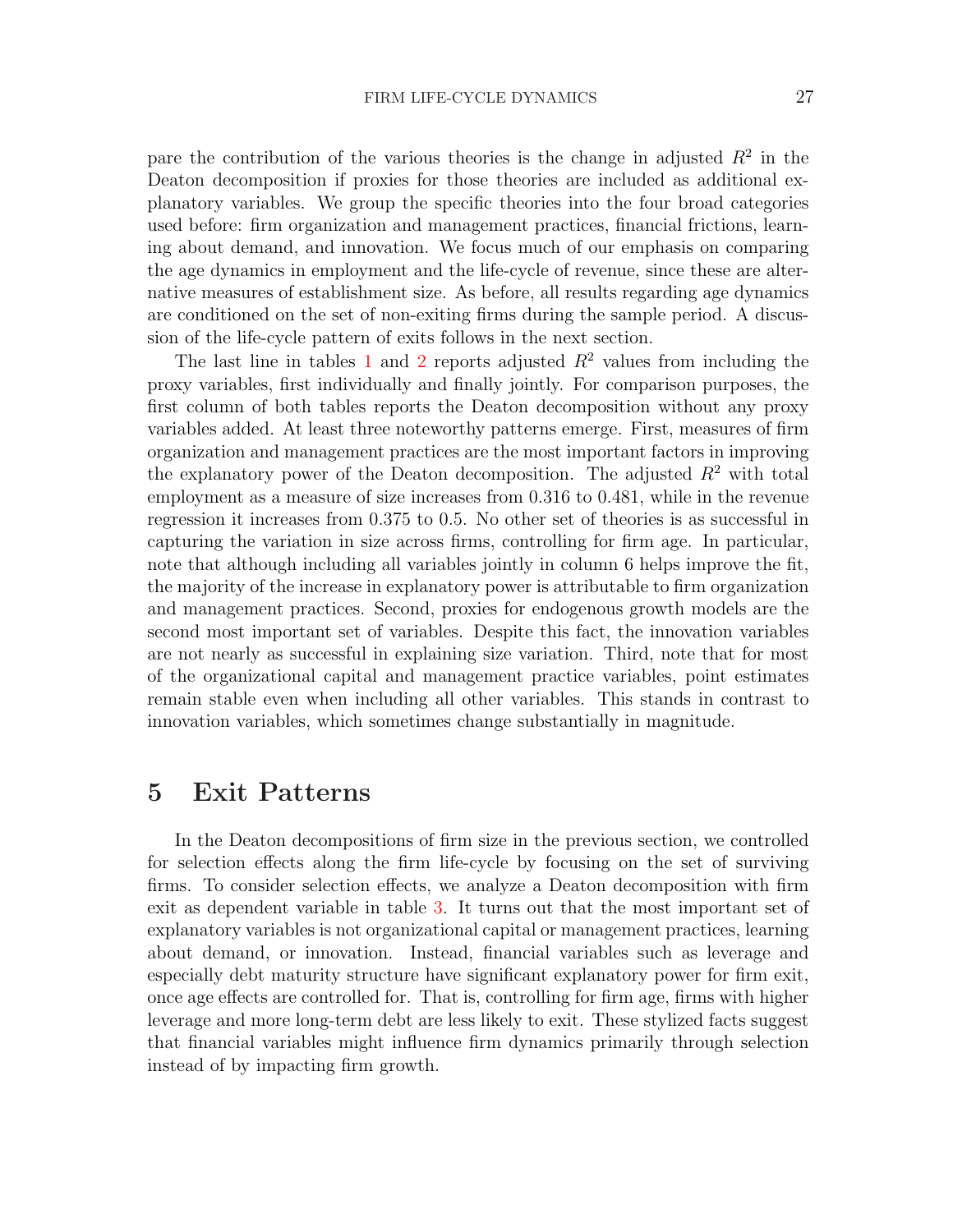pare the contribution of the various theories is the change in adjusted $R^2$ in the Deaton decomposition if proxies for those theories are included as additional explanatory variables. We group the specific theories into the four broad categories used before: firm organization and management practices, financial frictions, learning about demand, and innovation. We focus much of our emphasis on comparing the age dynamics in employment and the life-cycle of revenue, since these are alternative measures of establishment size. As before, all results regarding age dynamics are conditioned on the set of non-exiting firms during the sample period. A discussion of the life-cycle pattern of exits follows in the next section.

The last line in tables 1 and 2 reports adjusted $R^2$ values from including the proxy variables, first individually and finally jointly. For comparison purposes, the first column of both tables reports the Deaton decomposition without any proxy variables added. At least three noteworthy patterns emerge. First, measures of firm organization and management practices are the most important factors in improving the explanatory power of the Deaton decomposition. The adjusted $R^2$ with total employment as a measure of size increases from 0.316 to 0.481, while in the revenue regression it increases from 0.375 to 0.5. No other set of theories is as successful in capturing the variation in size across firms, controlling for firm age. In particular, note that although including all variables jointly in column 6 helps improve the fit, the majority of the increase in explanatory power is attributable to firm organization and management practices. Second, proxies for endogenous growth models are the second most important set of variables. Despite this fact, the innovation variables are not nearly as successful in explaining size variation. Third, note that for most of the organizational capital and management practice variables, point estimates remain stable even when including all other variables. This stands in contrast to innovation variables, which sometimes change substantially in magnitude.

# 5 Exit Patterns

In the Deaton decompositions of firm size in the previous section, we controlled for selection effects along the firm life-cycle by focusing on the set of surviving firms. To consider selection effects, we analyze a Deaton decomposition with firm exit as dependent variable in table 3. It turns out that the most important set of explanatory variables is not organizational capital or management practices, learning about demand, or innovation. Instead, financial variables such as leverage and especially debt maturity structure have significant explanatory power for firm exit, once age effects are controlled for. That is, controlling for firm age, firms with higher leverage and more long-term debt are less likely to exit. These stylized facts suggest that financial variables might influence firm dynamics primarily through selection instead of by impacting firm growth.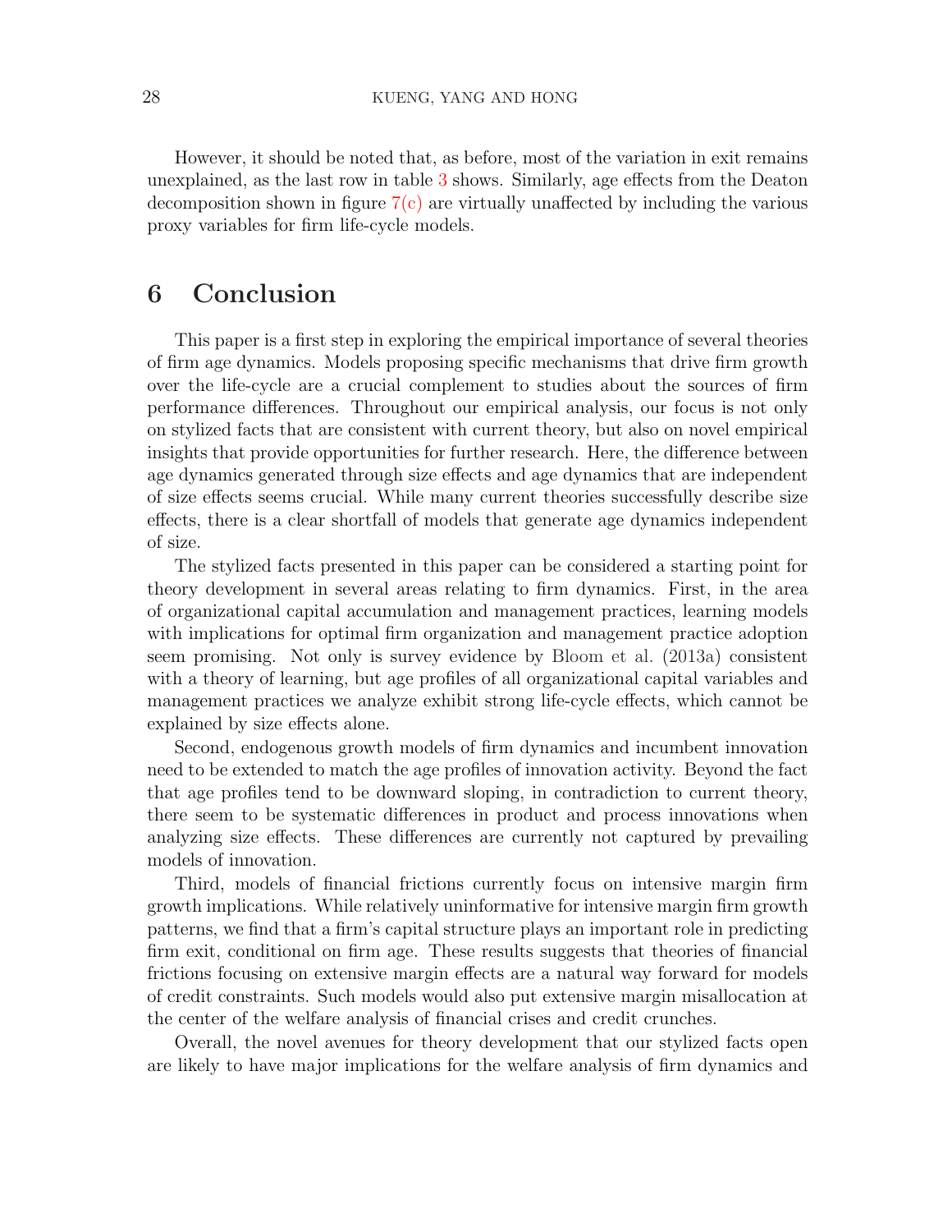However, it should be noted that, as before, most of the variation in exit remains unexplained, as the last row in table 3 shows. Similarly, age effects from the Deaton decomposition shown in figure 7(c) are virtually unaffected by including the various proxy variables for firm life-cycle models.

## 6 Conclusion

This paper is a first step in exploring the empirical importance of several theories of firm age dynamics. Models proposing specific mechanisms that drive firm growth over the life-cycle are a crucial complement to studies about the sources of firm performance differences. Throughout our empirical analysis, our focus is not only on stylized facts that are consistent with current theory, but also on novel empirical insights that provide opportunities for further research. Here, the difference between age dynamics generated through size effects and age dynamics that are independent of size effects seems crucial. While many current theories successfully describe size effects, there is a clear shortfall of models that generate age dynamics independent of size.

The stylized facts presented in this paper can be considered a starting point for theory development in several areas relating to firm dynamics. First, in the area of organizational capital accumulation and management practices, learning models with implications for optimal firm organization and management practice adoption seem promising. Not only is survey evidence by Bloom et al. (2013a) consistent with a theory of learning, but age profiles of all organizational capital variables and management practices we analyze exhibit strong life-cycle effects, which cannot be explained by size effects alone.

Second, endogenous growth models of firm dynamics and incumbent innovation need to be extended to match the age profiles of innovation activity. Beyond the fact that age profiles tend to be downward sloping, in contradiction to current theory, there seem to be systematic differences in product and process innovations when analyzing size effects. These differences are currently not captured by prevailing models of innovation.

Third, models of financial frictions currently focus on intensive margin firm growth implications. While relatively uninformative for intensive margin firm growth patterns, we find that a firm's capital structure plays an important role in predicting firm exit, conditional on firm age. These results suggests that theories of financial frictions focusing on extensive margin effects are a natural way forward for models of credit constraints. Such models would also put extensive margin misallocation at the center of the welfare analysis of financial crises and credit crunches.

Overall, the novel avenues for theory development that our stylized facts open are likely to have major implications for the welfare analysis of firm dynamics and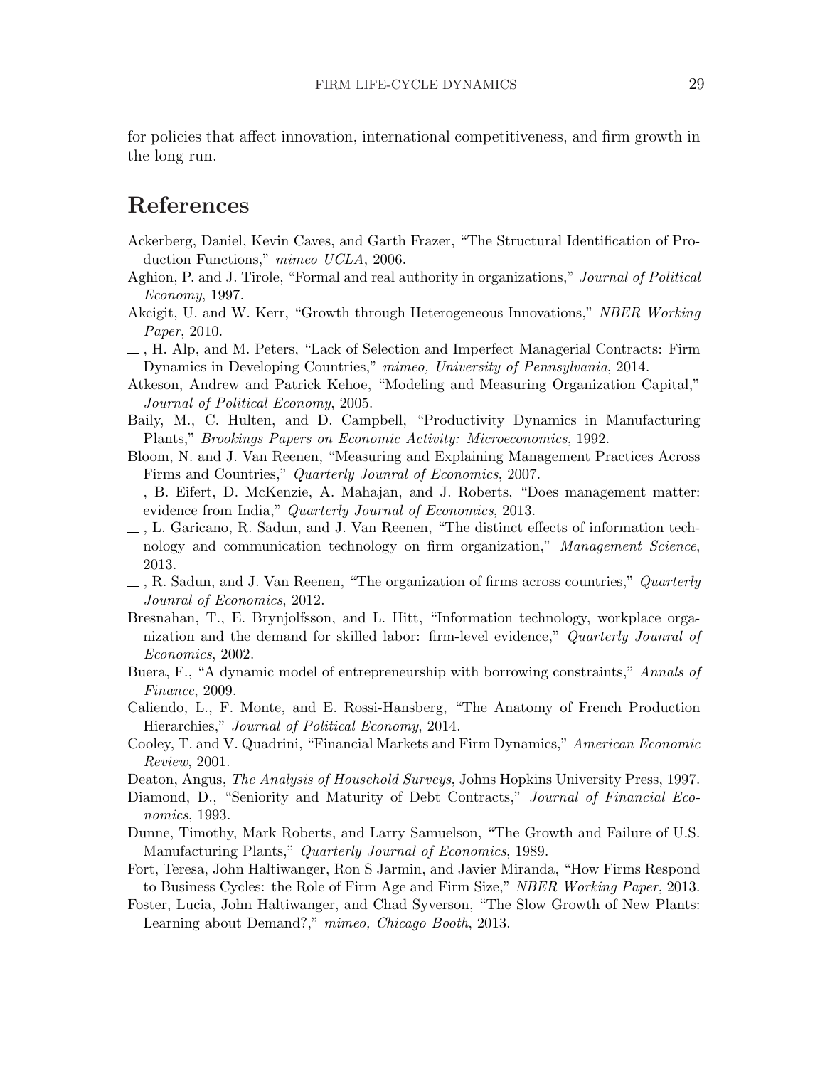for policies that affect innovation, international competitiveness, and firm growth in the long run.

# References

Ackerberg, Daniel, Kevin Caves, and Garth Frazer, "The Structural Identification of Production Functions," *mimeo UCLA*, 2006.

Aghion, P. and J. Tirole, "Formal and real authority in organizations," *Journal of Political Economy*, 1997.

Akcigit, U. and W. Kerr, "Growth through Heterogeneous Innovations," *NBER Working Paper*, 2010.

—, H. Alp, and M. Peters, "Lack of Selection and Imperfect Managerial Contracts: Firm Dynamics in Developing Countries," *mimeo, University of Pennsylvania*, 2014.

Atkeson, Andrew and Patrick Kehoe, "Modeling and Measuring Organization Capital," *Journal of Political Economy*, 2005.

Baily, M., C. Hulten, and D. Campbell, "Productivity Dynamics in Manufacturing Plants," *Brookings Papers on Economic Activity: Microeconomics*, 1992.

Bloom, N. and J. Van Reenen, "Measuring and Explaining Management Practices Across Firms and Countries," *Quarterly Jounral of Economics*, 2007.

—, B. Eifert, D. McKenzie, A. Mahajan, and J. Roberts, "Does management matter: evidence from India," *Quarterly Journal of Economics*, 2013.

—, L. Garicano, R. Sadun, and J. Van Reenen, "The distinct effects of information technology and communication technology on firm organization," *Management Science*, 2013.

—, R. Sadun, and J. Van Reenen, "The organization of firms across countries," *Quarterly Jounral of Economics*, 2012.

Bresnahan, T., E. Brynjolfsson, and L. Hitt, "Information technology, workplace organization and the demand for skilled labor: firm-level evidence," *Quarterly Jounral of Economics*, 2002.

Buera, F., "A dynamic model of entrepreneurship with borrowing constraints," *Annals of Finance*, 2009.

Caliendo, L., F. Monte, and E. Rossi-Hansberg, "The Anatomy of French Production Hierarchies," *Journal of Political Economy*, 2014.

Cooley, T. and V. Quadrini, "Financial Markets and Firm Dynamics," *American Economic Review*, 2001.

Deaton, Angus, *The Analysis of Household Surveys*, Johns Hopkins University Press, 1997.

Diamond, D., "Seniority and Maturity of Debt Contracts," *Journal of Financial Economics*, 1993.

Dunne, Timothy, Mark Roberts, and Larry Samuelson, "The Growth and Failure of U.S. Manufacturing Plants," *Quarterly Journal of Economics*, 1989.

Fort, Teresa, John Haltiwanger, Ron S Jarmin, and Javier Miranda, "How Firms Respond to Business Cycles: the Role of Firm Age and Firm Size," *NBER Working Paper*, 2013.

Foster, Lucia, John Haltiwanger, and Chad Syverson, "The Slow Growth of New Plants: Learning about Demand?," *mimeo, Chicago Booth*, 2013.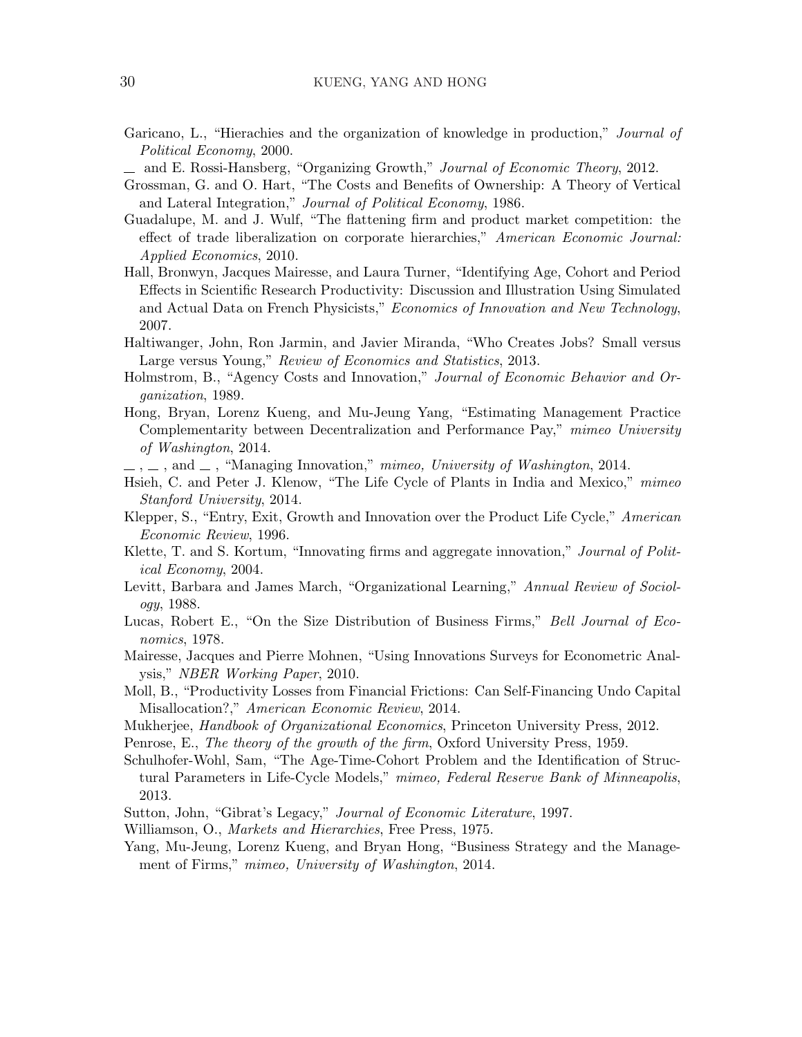Garicano, L., "Hierachies and the organization of knowledge in production," *Journal of Political Economy*, 2000.

— and E. Rossi-Hansberg, "Organizing Growth," *Journal of Economic Theory*, 2012.

Grossman, G. and O. Hart, "The Costs and Benefits of Ownership: A Theory of Vertical and Lateral Integration," *Journal of Political Economy*, 1986.

Guadalupe, M. and J. Wulf, "The flattening firm and product market competition: the effect of trade liberalization on corporate hierarchies," *American Economic Journal: Applied Economics*, 2010.

Hall, Bronwyn, Jacques Mairesse, and Laura Turner, "Identifying Age, Cohort and Period Effects in Scientific Research Productivity: Discussion and Illustration Using Simulated and Actual Data on French Physicists," *Economics of Innovation and New Technology*, 2007.

Haltiwanger, John, Ron Jarmin, and Javier Miranda, "Who Creates Jobs? Small versus Large versus Young," *Review of Economics and Statistics*, 2013.

Holmstrom, B., "Agency Costs and Innovation," *Journal of Economic Behavior and Organization*, 1989.

Hong, Bryan, Lorenz Kueng, and Mu-Jeung Yang, "Estimating Management Practice Complementarity between Decentralization and Performance Pay," *mimeo University of Washington*, 2014.

— , — , and — , "Managing Innovation," *mimeo, University of Washington*, 2014.

Hsieh, C. and Peter J. Klenow, "The Life Cycle of Plants in India and Mexico," *mimeo Stanford University*, 2014.

Klepper, S., "Entry, Exit, Growth and Innovation over the Product Life Cycle," *American Economic Review*, 1996.

Klette, T. and S. Kortum, "Innovating firms and aggregate innovation," *Journal of Political Economy*, 2004.

Levitt, Barbara and James March, "Organizational Learning," *Annual Review of Sociology*, 1988.

Lucas, Robert E., "On the Size Distribution of Business Firms," *Bell Journal of Economics*, 1978.

Mairesse, Jacques and Pierre Mohnen, "Using Innovations Surveys for Econometric Analysis," *NBER Working Paper*, 2010.

Moll, B., "Productivity Losses from Financial Frictions: Can Self-Financing Undo Capital Misallocation?," *American Economic Review*, 2014.

Mukherjee, *Handbook of Organizational Economics*, Princeton University Press, 2012.

Penrose, E., *The theory of the growth of the firm*, Oxford University Press, 1959.

Schulhofer-Wohl, Sam, "The Age-Time-Cohort Problem and the Identification of Structural Parameters in Life-Cycle Models," *mimeo, Federal Reserve Bank of Minneapolis*, 2013.

Sutton, John, "Gibrat's Legacy," *Journal of Economic Literature*, 1997.

Williamson, O., *Markets and Hierarchies*, Free Press, 1975.

Yang, Mu-Jeung, Lorenz Kueng, and Bryan Hong, "Business Strategy and the Management of Firms," *mimeo, University of Washington*, 2014.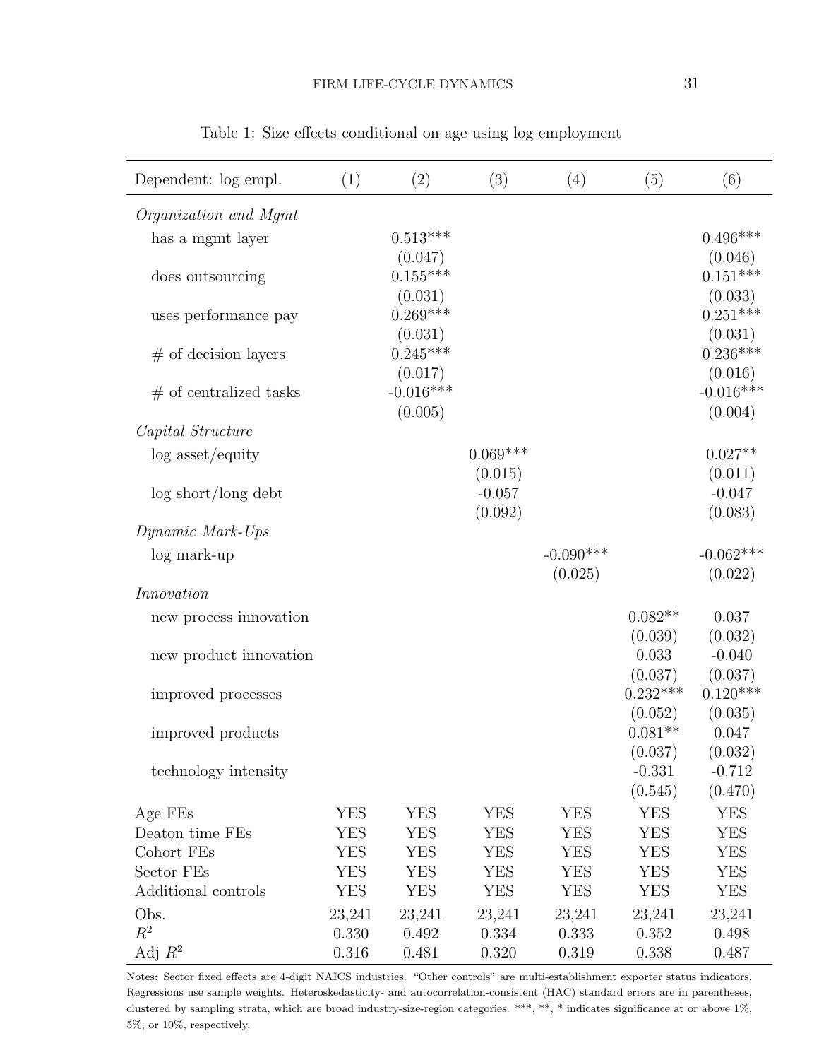Table 1: Size effects conditional on age using log employment

| Dependent: log empl. | (1) | (2) | (3) | (4) | (5) | (6) |
|---|---|---|---|---|---|---|
| *Organization and Mgmt* | | | | | | |
| has a mgmt layer | | 0.513*** | | | | 0.496*** |
| | | (0.047) | | | | (0.046) |
| does outsourcing | | 0.155*** | | | | 0.151*** |
| | | (0.031) | | | | (0.033) |
| uses performance pay | | 0.269*** | | | | 0.251*** |
| | | (0.031) | | | | (0.031) |
| # of decision layers | | 0.245*** | | | | 0.236*** |
| | | (0.017) | | | | (0.016) |
| # of centralized tasks | | -0.016*** | | | | -0.016*** |
| | | (0.005) | | | | (0.004) |
| *Capital Structure* | | | | | | |
| log asset/equity | | | 0.069*** | | | 0.027** |
| | | | (0.015) | | | (0.011) |
| log short/long debt | | | -0.057 | | | -0.047 |
| | | | (0.092) | | | (0.083) |
| *Dynamic Mark-Ups* | | | | | | |
| log mark-up | | | | -0.090*** | | -0.062*** |
| | | | | (0.025) | | (0.022) |
| *Innovation* | | | | | | |
| new process innovation | | | | | 0.082** | 0.037 |
| | | | | | (0.039) | (0.032) |
| new product innovation | | | | | 0.033 | -0.040 |
| | | | | | (0.037) | (0.037) |
| improved processes | | | | | 0.232*** | 0.120*** |
| | | | | | (0.052) | (0.035) |
| improved products | | | | | 0.081** | 0.047 |
| | | | | | (0.037) | (0.032) |
| technology intensity | | | | | -0.331 | -0.712 |
| | | | | | (0.545) | (0.470) |
| Age FEs | YES | YES | YES | YES | YES | YES |
| Deaton time FEs | YES | YES | YES | YES | YES | YES |
| Cohort FEs | YES | YES | YES | YES | YES | YES |
| Sector FEs | YES | YES | YES | YES | YES | YES |
| Additional controls | YES | YES | YES | YES | YES | YES |
| Obs. | 23,241 | 23,241 | 23,241 | 23,241 | 23,241 | 23,241 |
| $R^2$ | 0.330 | 0.492 | 0.334 | 0.333 | 0.352 | 0.498 |
| Adj $R^2$ | 0.316 | 0.481 | 0.320 | 0.319 | 0.338 | 0.487 |

Notes: Sector fixed effects are 4-digit NAICS industries. "Other controls" are multi-establishment exporter status indicators. Regressions use sample weights. Heteroskedasticity- and autocorrelation-consistent (HAC) standard errors are in parentheses, clustered by sampling strata, which are broad industry-size-region categories. ***, **, * indicates significance at or above 1%, 5%, or 10%, respectively.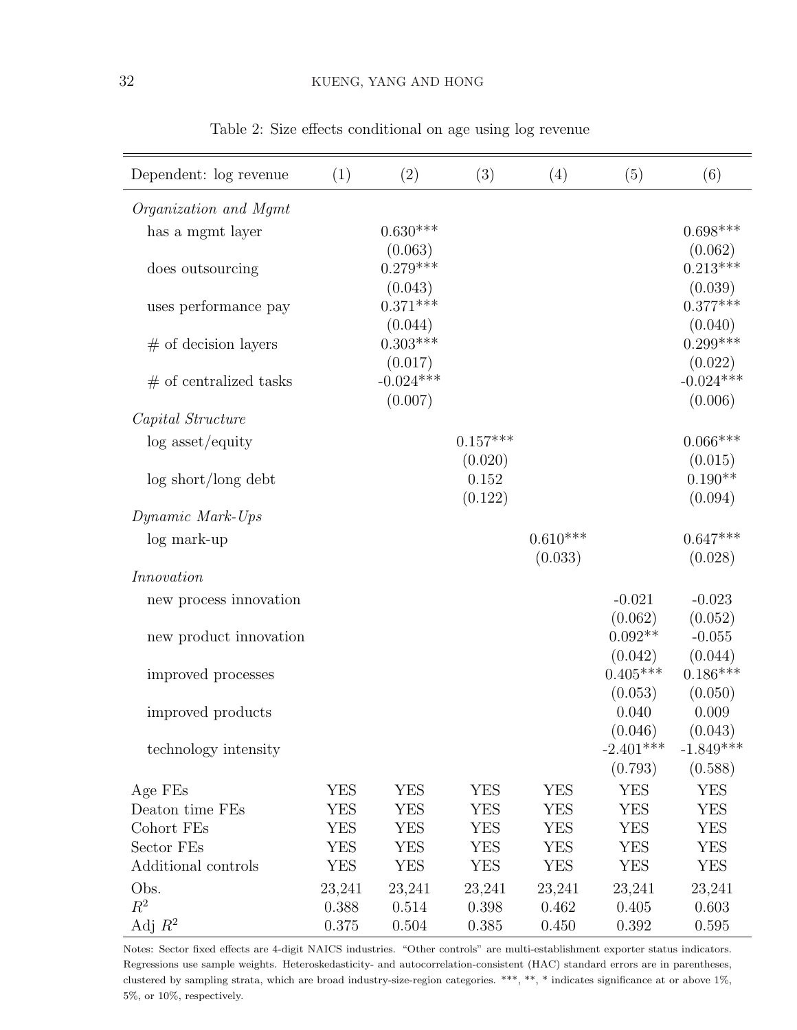Table 2: Size effects conditional on age using log revenue

| Dependent: log revenue | (1) | (2) | (3) | (4) | (5) | (6) |
|---|---|---|---|---|---|---|
| *Organization and Mgmt* | | | | | | |
| has a mgmt layer | | 0.630*** | | | | 0.698*** |
| | | (0.063) | | | | (0.062) |
| does outsourcing | | 0.279*** | | | | 0.213*** |
| | | (0.043) | | | | (0.039) |
| uses performance pay | | 0.371*** | | | | 0.377*** |
| | | (0.044) | | | | (0.040) |
| # of decision layers | | 0.303*** | | | | 0.299*** |
| | | (0.017) | | | | (0.022) |
| # of centralized tasks | | -0.024*** | | | | -0.024*** |
| | | (0.007) | | | | (0.006) |
| *Capital Structure* | | | | | | |
| log asset/equity | | | 0.157*** | | | 0.066*** |
| | | | (0.020) | | | (0.015) |
| log short/long debt | | | 0.152 | | | 0.190** |
| | | | (0.122) | | | (0.094) |
| *Dynamic Mark-Ups* | | | | | | |
| log mark-up | | | | 0.610*** | | 0.647*** |
| | | | | (0.033) | | (0.028) |
| *Innovation* | | | | | | |
| new process innovation | | | | | -0.021 | -0.023 |
| | | | | | (0.062) | (0.052) |
| new product innovation | | | | | 0.092** | -0.055 |
| | | | | | (0.042) | (0.044) |
| improved processes | | | | | 0.405*** | 0.186*** |
| | | | | | (0.053) | (0.050) |
| improved products | | | | | 0.040 | 0.009 |
| | | | | | (0.046) | (0.043) |
| technology intensity | | | | | -2.401*** | -1.849*** |
| | | | | | (0.793) | (0.588) |
| Age FEs | YES | YES | YES | YES | YES | YES |
| Deaton time FEs | YES | YES | YES | YES | YES | YES |
| Cohort FEs | YES | YES | YES | YES | YES | YES |
| Sector FEs | YES | YES | YES | YES | YES | YES |
| Additional controls | YES | YES | YES | YES | YES | YES |
| Obs. | 23,241 | 23,241 | 23,241 | 23,241 | 23,241 | 23,241 |
| $R^2$ | 0.388 | 0.514 | 0.398 | 0.462 | 0.405 | 0.603 |
| Adj $R^2$ | 0.375 | 0.504 | 0.385 | 0.450 | 0.392 | 0.595 |

Notes: Sector fixed effects are 4-digit NAICS industries. "Other controls" are multi-establishment exporter status indicators. Regressions use sample weights. Heteroskedasticity- and autocorrelation-consistent (HAC) standard errors are in parentheses, clustered by sampling strata, which are broad industry-size-region categories. ***, **, * indicates significance at or above 1%, 5%, or 10%, respectively.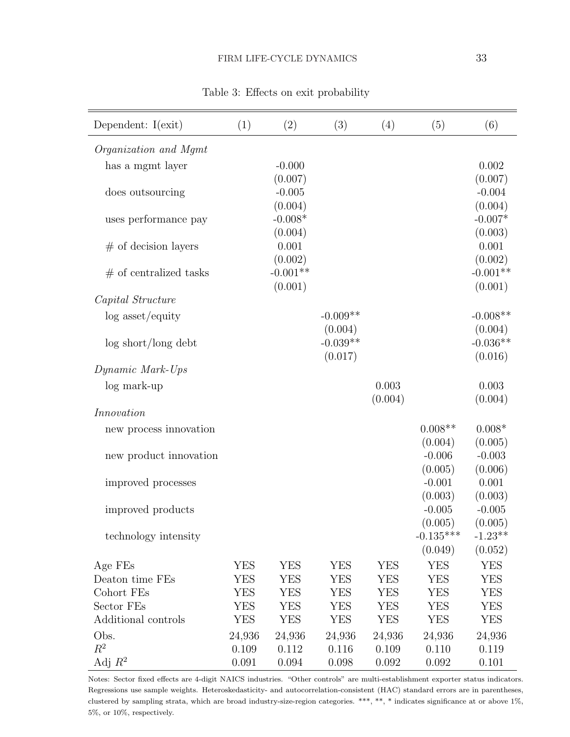Table 3: Effects on exit probability

| Dependent: I(exit) | (1) | (2) | (3) | (4) | (5) | (6) |
|---|---|---|---|---|---|---|
| *Organization and Mgmt* | | | | | | |
| has a mgmt layer | | -0.000 | | | | 0.002 |
| | | (0.007) | | | | (0.007) |
| does outsourcing | | -0.005 | | | | -0.004 |
| | | (0.004) | | | | (0.004) |
| uses performance pay | | -0.008* | | | | -0.007* |
| | | (0.004) | | | | (0.003) |
| # of decision layers | | 0.001 | | | | 0.001 |
| | | (0.002) | | | | (0.002) |
| # of centralized tasks | | -0.001** | | | | -0.001** |
| | | (0.001) | | | | (0.001) |
| *Capital Structure* | | | | | | |
| log asset/equity | | | -0.009** | | | -0.008** |
| | | | (0.004) | | | (0.004) |
| log short/long debt | | | -0.039** | | | -0.036** |
| | | | (0.017) | | | (0.016) |
| *Dynamic Mark-Ups* | | | | | | |
| log mark-up | | | | 0.003 | | 0.003 |
| | | | | (0.004) | | (0.004) |
| *Innovation* | | | | | | |
| new process innovation | | | | | 0.008** | 0.008* |
| | | | | | (0.004) | (0.005) |
| new product innovation | | | | | -0.006 | -0.003 |
| | | | | | (0.005) | (0.006) |
| improved processes | | | | | -0.001 | 0.001 |
| | | | | | (0.003) | (0.003) |
| improved products | | | | | -0.005 | -0.005 |
| | | | | | (0.005) | (0.005) |
| technology intensity | | | | | -0.135*** | -1.23** |
| | | | | | (0.049) | (0.052) |
| Age FEs | YES | YES | YES | YES | YES | YES |
| Deaton time FEs | YES | YES | YES | YES | YES | YES |
| Cohort FEs | YES | YES | YES | YES | YES | YES |
| Sector FEs | YES | YES | YES | YES | YES | YES |
| Additional controls | YES | YES | YES | YES | YES | YES |
| Obs. | 24,936 | 24,936 | 24,936 | 24,936 | 24,936 | 24,936 |
| $R^2$ | 0.109 | 0.112 | 0.116 | 0.109 | 0.110 | 0.119 |
| Adj $R^2$ | 0.091 | 0.094 | 0.098 | 0.092 | 0.092 | 0.101 |

Notes: Sector fixed effects are 4-digit NAICS industries. "Other controls" are multi-establishment exporter status indicators. Regressions use sample weights. Heteroskedasticity- and autocorrelation-consistent (HAC) standard errors are in parentheses, clustered by sampling strata, which are broad industry-size-region categories. ***, **, * indicates significance at or above 1%, 5%, or 10%, respectively.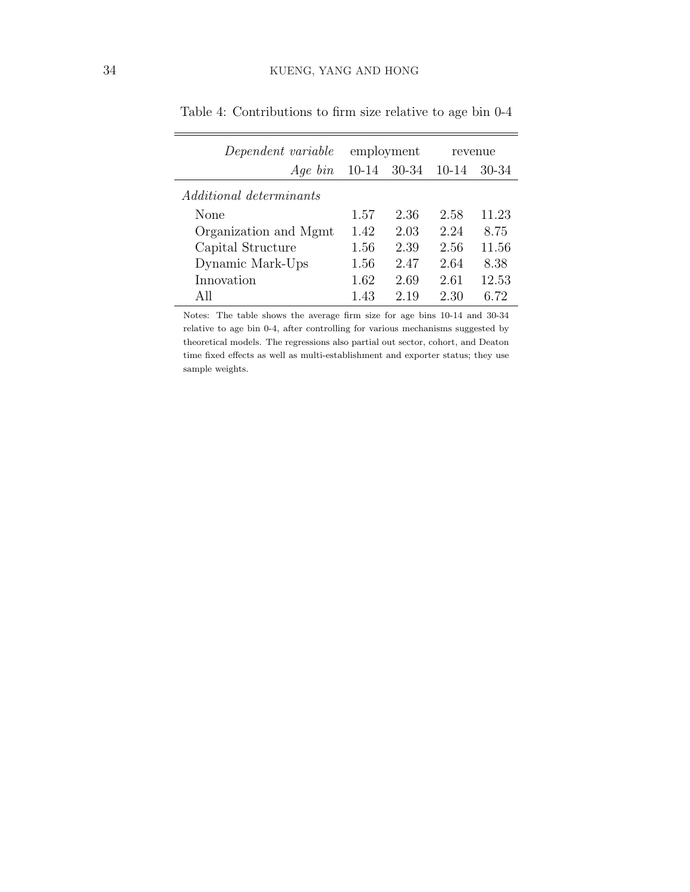Table 4: Contributions to firm size relative to age bin 0-4

| *Dependent variable* | employment | | revenue | |
|---:|---|---|---|---|
| *Age bin* | 10-14 | 30-34 | 10-14 | 30-34 |
| *Additional determinants* | | | | |
| None | 1.57 | 2.36 | 2.58 | 11.23 |
| Organization and Mgmt | 1.42 | 2.03 | 2.24 | 8.75 |
| Capital Structure | 1.56 | 2.39 | 2.56 | 11.56 |
| Dynamic Mark-Ups | 1.56 | 2.47 | 2.64 | 8.38 |
| Innovation | 1.62 | 2.69 | 2.61 | 12.53 |
| All | 1.43 | 2.19 | 2.30 | 6.72 |

Notes: The table shows the average firm size for age bins 10-14 and 30-34 relative to age bin 0-4, after controlling for various mechanisms suggested by theoretical models. The regressions also partial out sector, cohort, and Deaton time fixed effects as well as multi-establishment and exporter status; they use sample weights.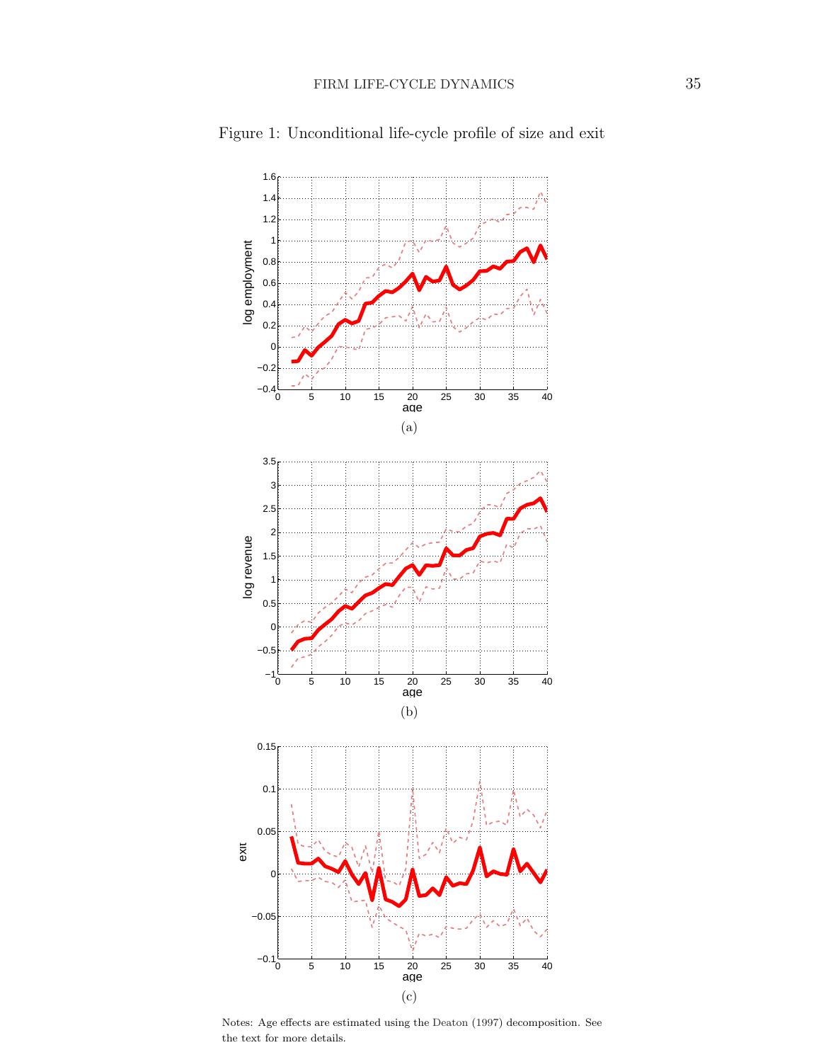Figure 1: Unconditional life-cycle profile of size and exit

(a)

(b)

(c)

Notes: Age effects are estimated using the Deaton (1997) decomposition. See the text for more details.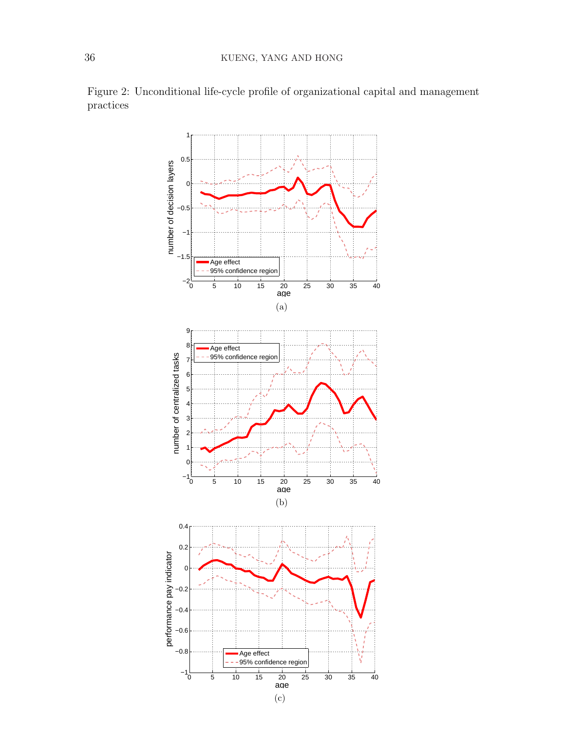Figure 2: Unconditional life-cycle profile of organizational capital and management practices

(a)

(b)

(c)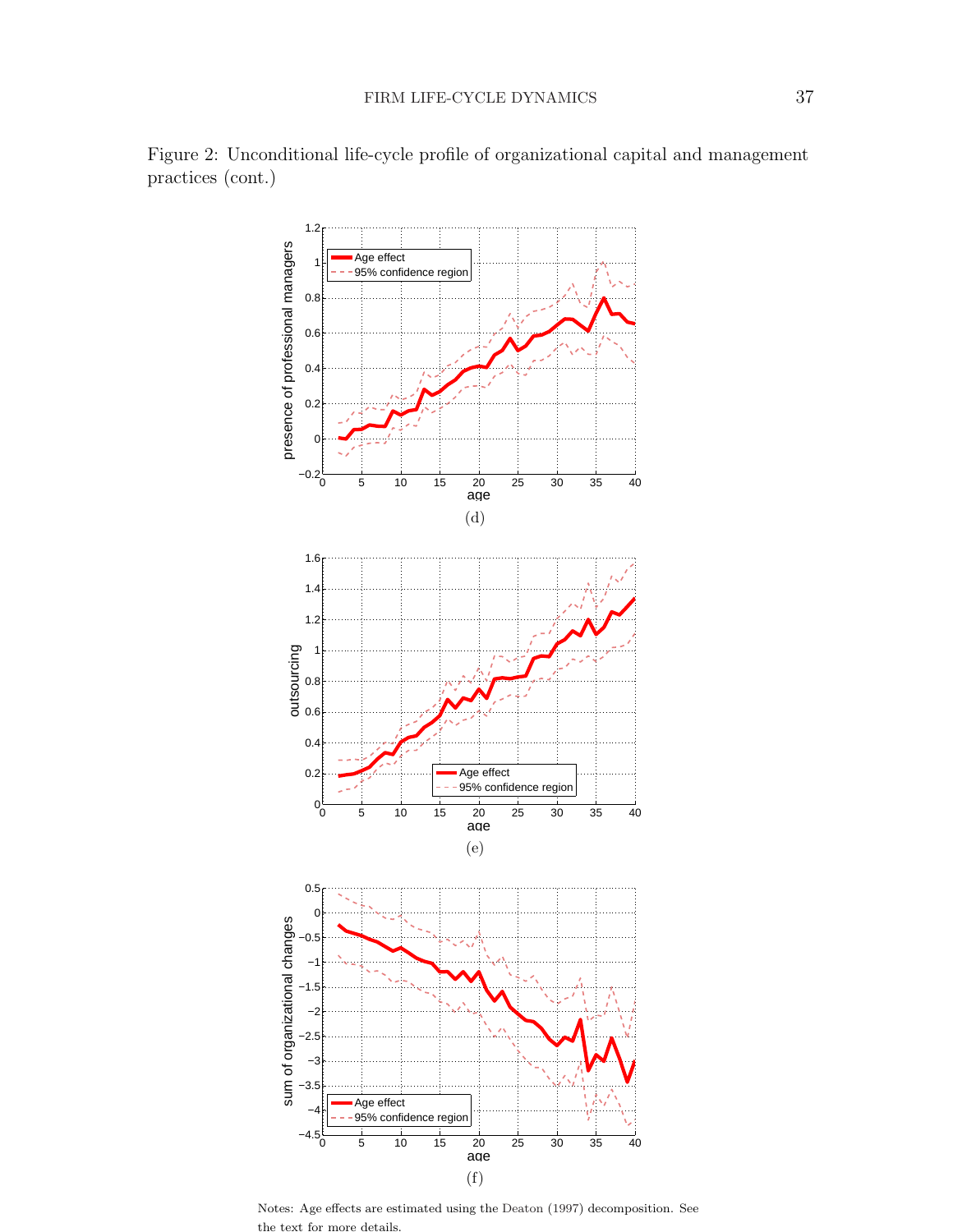Figure 2: Unconditional life-cycle profile of organizational capital and management practices (cont.)

(d)

(e)

(f)

Notes: Age effects are estimated using the Deaton (1997) decomposition. See the text for more details.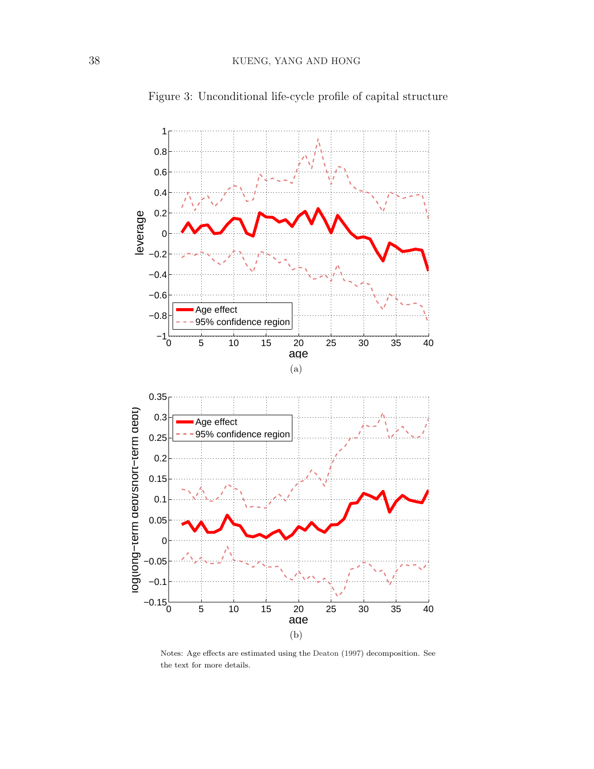Figure 3: Unconditional life-cycle profile of capital structure

(a)

(b)

Notes: Age effects are estimated using the Deaton (1997) decomposition. See the text for more details.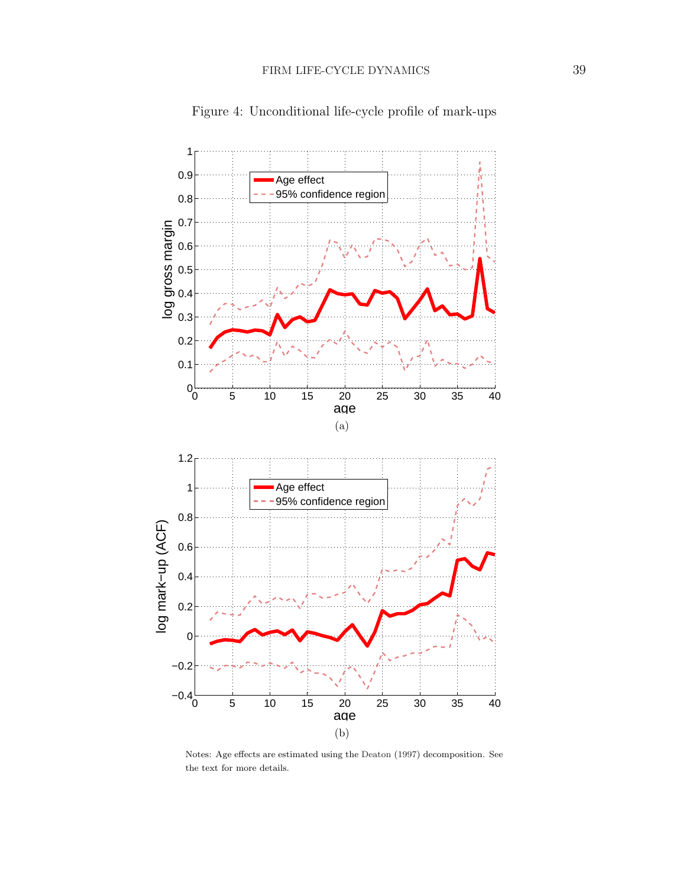Figure 4: Unconditional life-cycle profile of mark-ups

(a)

(b)

Notes: Age effects are estimated using the Deaton (1997) decomposition. See the text for more details.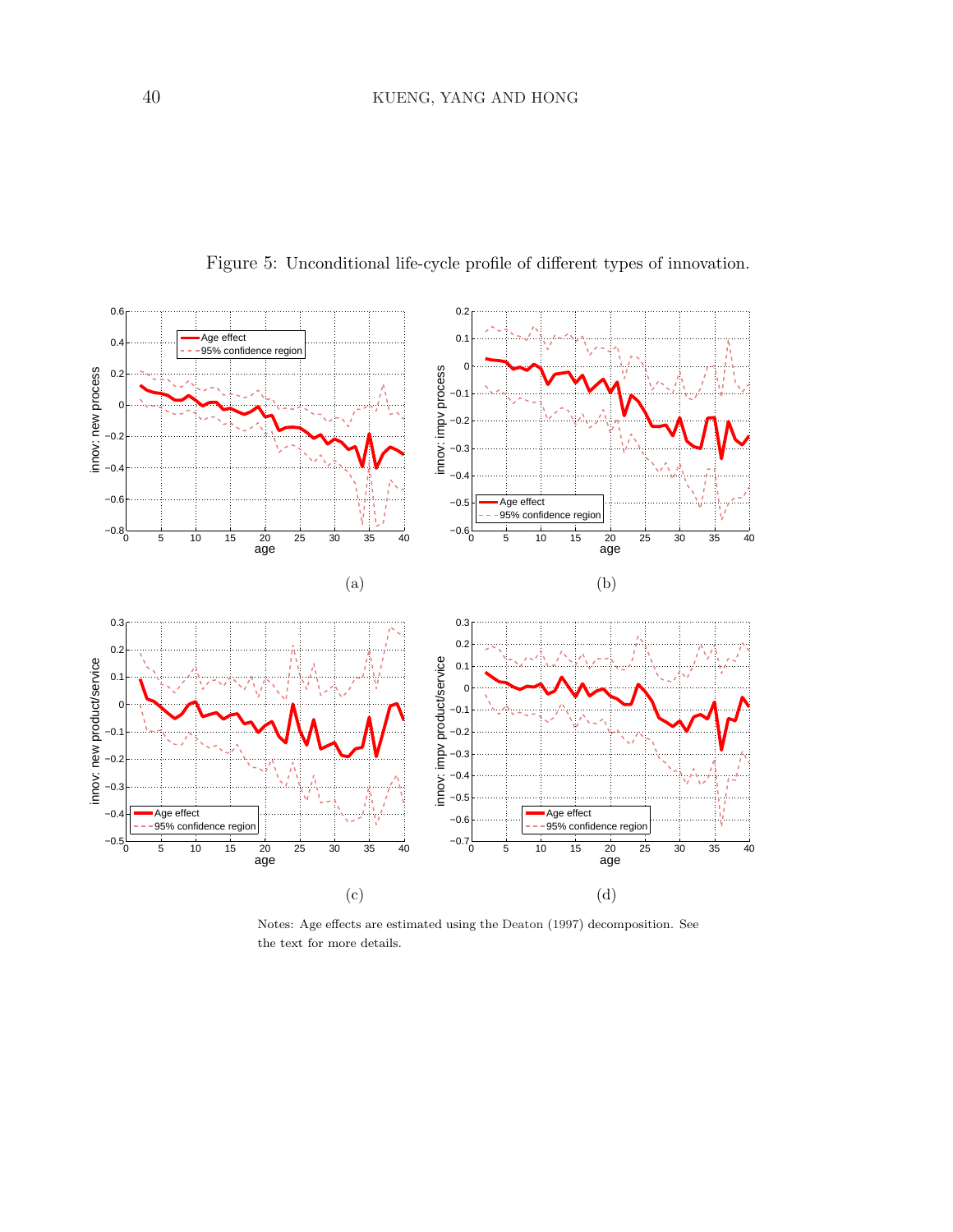Figure 5: Unconditional life-cycle profile of different types of innovation.

(a)

(b)

(c)

(d)

Notes: Age effects are estimated using the Deaton (1997) decomposition. See the text for more details.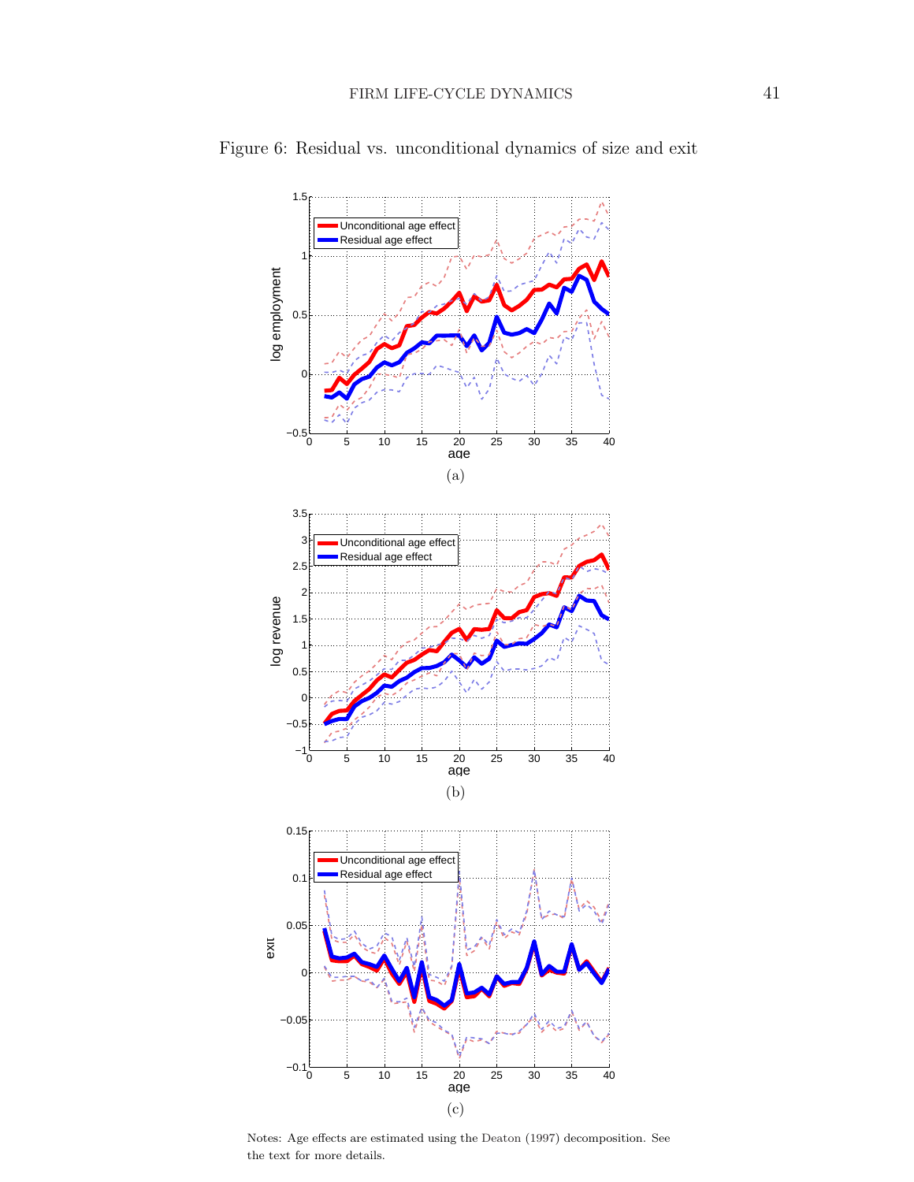Figure 6: Residual vs. unconditional dynamics of size and exit

1.5
1
0.5
0
−0.5
log employment
0 5 10 15 20 25 30 35 40
age
Unconditional age effect
Residual age effect

(a)

3.5
3
2.5
2
1.5
1
0.5
0
−0.5
−1
log revenue
0 5 10 15 20 25 30 35 40
age
Unconditional age effect
Residual age effect

(b)

0.15
0.1
0.05
0
−0.05
−0.1
exit
0 5 10 15 20 25 30 35 40
age
Unconditional age effect
Residual age effect

(c)

Notes: Age effects are estimated using the Deaton (1997) decomposition. See the text for more details.